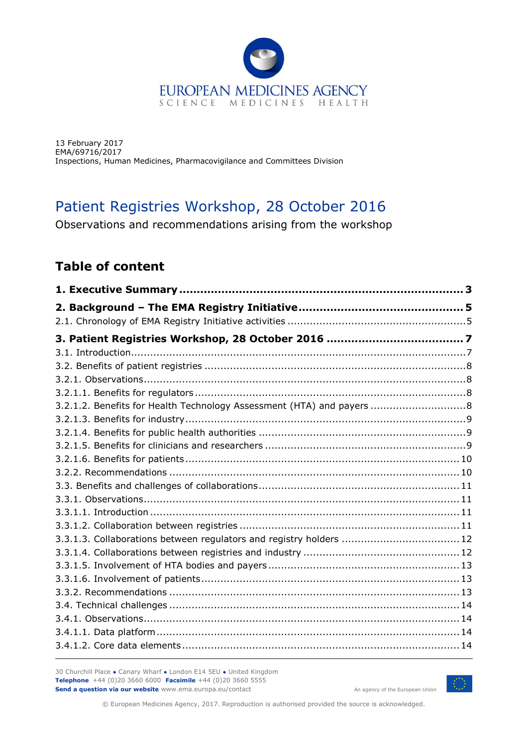EUROPEAN MEDICINES AGENCY
SCIENCE MEDICINES HEALTH

13 February 2017
EMA/69716/2017
Inspections, Human Medicines, Pharmacovigilance and Committees Division

# Patient Registries Workshop, 28 October 2016

Observations and recommendations arising from the workshop

## Table of content

**1. Executive Summary ............................................................................ 3**

**2. Background – The EMA Registry Initiative ........................................... 5**

2.1. Chronology of EMA Registry Initiative activities ..................................................... 5

**3. Patient Registries Workshop, 28 October 2016 .................................... 7**

3.1. Introduction ........................................................................................................ 7

3.2. Benefits of patient registries ................................................................................ 8

3.2.1. Observations .................................................................................................. 8

3.2.1.1. Benefits for regulators ................................................................................. 8

3.2.1.2. Benefits for Health Technology Assessment (HTA) and payers ........................... 8

3.2.1.3. Benefits for industry .................................................................................... 9

3.2.1.4. Benefits for public health authorities .............................................................. 9

3.2.1.5. Benefits for clinicians and researchers ............................................................ 9

3.2.1.6. Benefits for patients .................................................................................... 10

3.2.2. Recommendations ........................................................................................ 10

3.3. Benefits and challenges of collaborations ............................................................ 11

3.3.1. Observations ................................................................................................ 11

3.3.1.1. Introduction .............................................................................................. 11

3.3.1.2. Collaboration between registries .................................................................. 11

3.3.1.3. Collaborations between regulators and registry holders .................................... 12

3.3.1.4. Collaborations between registries and industry .............................................. 12

3.3.1.5. Involvement of HTA bodies and payers .......................................................... 13

3.3.1.6. Involvement of patients .............................................................................. 13

3.3.2. Recommendations ........................................................................................ 13

3.4. Technical challenges ......................................................................................... 14

3.4.1. Observations ................................................................................................ 14

3.4.1.1. Data platform ............................................................................................ 14

3.4.1.2. Core data elements .................................................................................... 14

30 Churchill Place ● Canary Wharf ● London E14 5EU ● United Kingdom
**Telephone** +44 (0)20 3660 6000 **Facsimile** +44 (0)20 3660 5555
**Send a question via our website** www.ema.europa.eu/contact

An agency of the European Union

© European Medicines Agency, 2017. Reproduction is authorised provided the source is acknowledged.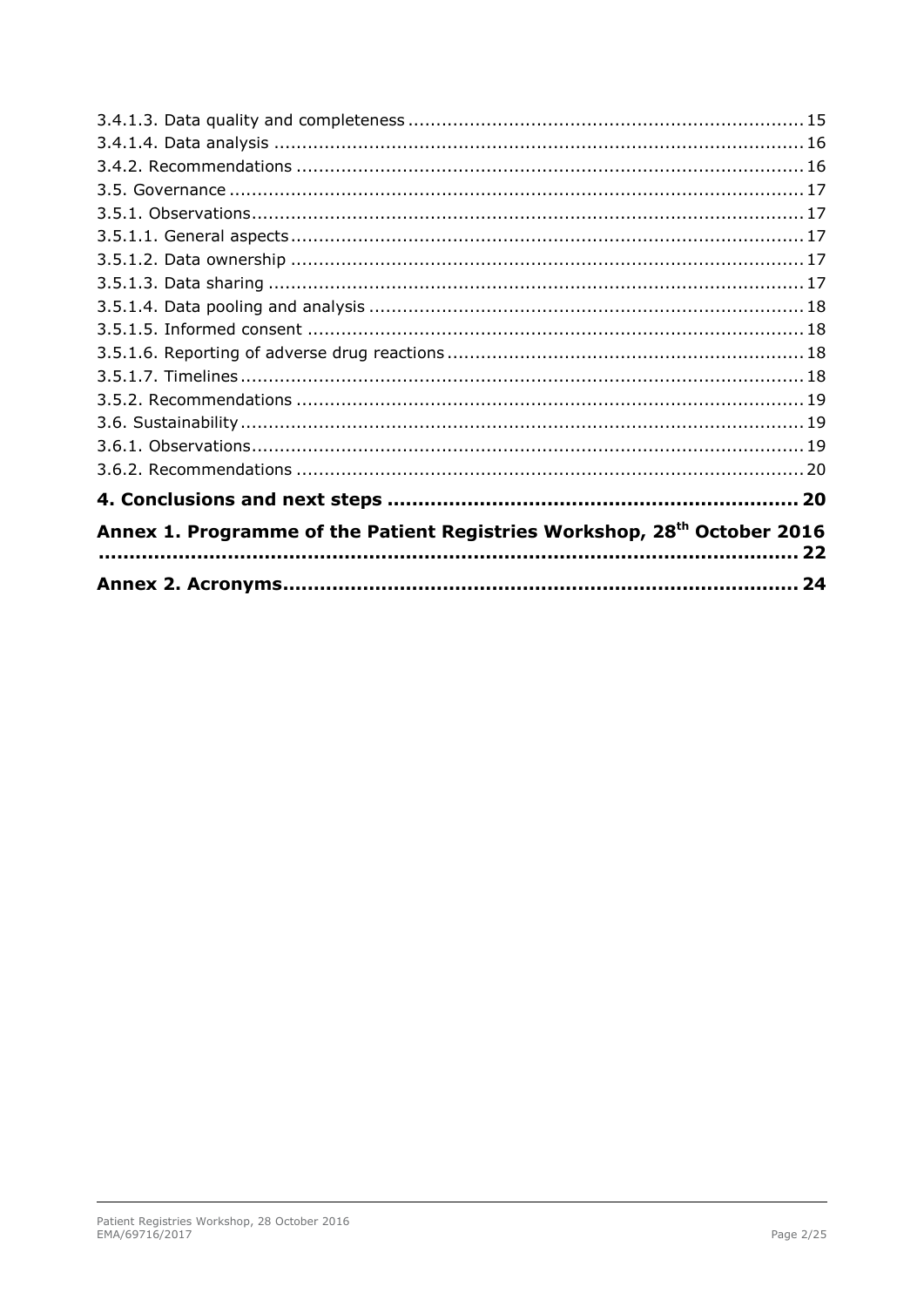3.4.1.3. Data quality and completeness ........................................................................ 15
3.4.1.4. Data analysis .................................................................................................. 16
3.4.2. Recommendations ............................................................................................ 16
3.5. Governance ......................................................................................................... 17
3.5.1. Observations..................................................................................................... 17
3.5.1.1. General aspects .............................................................................................. 17
3.5.1.2. Data ownership .............................................................................................. 17
3.5.1.3. Data sharing ................................................................................................... 17
3.5.1.4. Data pooling and analysis ............................................................................... 18
3.5.1.5. Informed consent ........................................................................................... 18
3.5.1.6. Reporting of adverse drug reactions ................................................................ 18
3.5.1.7. Timelines ....................................................................................................... 18
3.5.2. Recommendations ............................................................................................ 19
3.6. Sustainability ...................................................................................................... 19
3.6.1. Observations..................................................................................................... 19
3.6.2. Recommendations ............................................................................................ 20

**4. Conclusions and next steps ................................................................... 20**

**Annex 1. Programme of the Patient Registries Workshop, 28th October 2016 ...................................................................................................... 22**

**Annex 2. Acronyms.................................................................................... 24**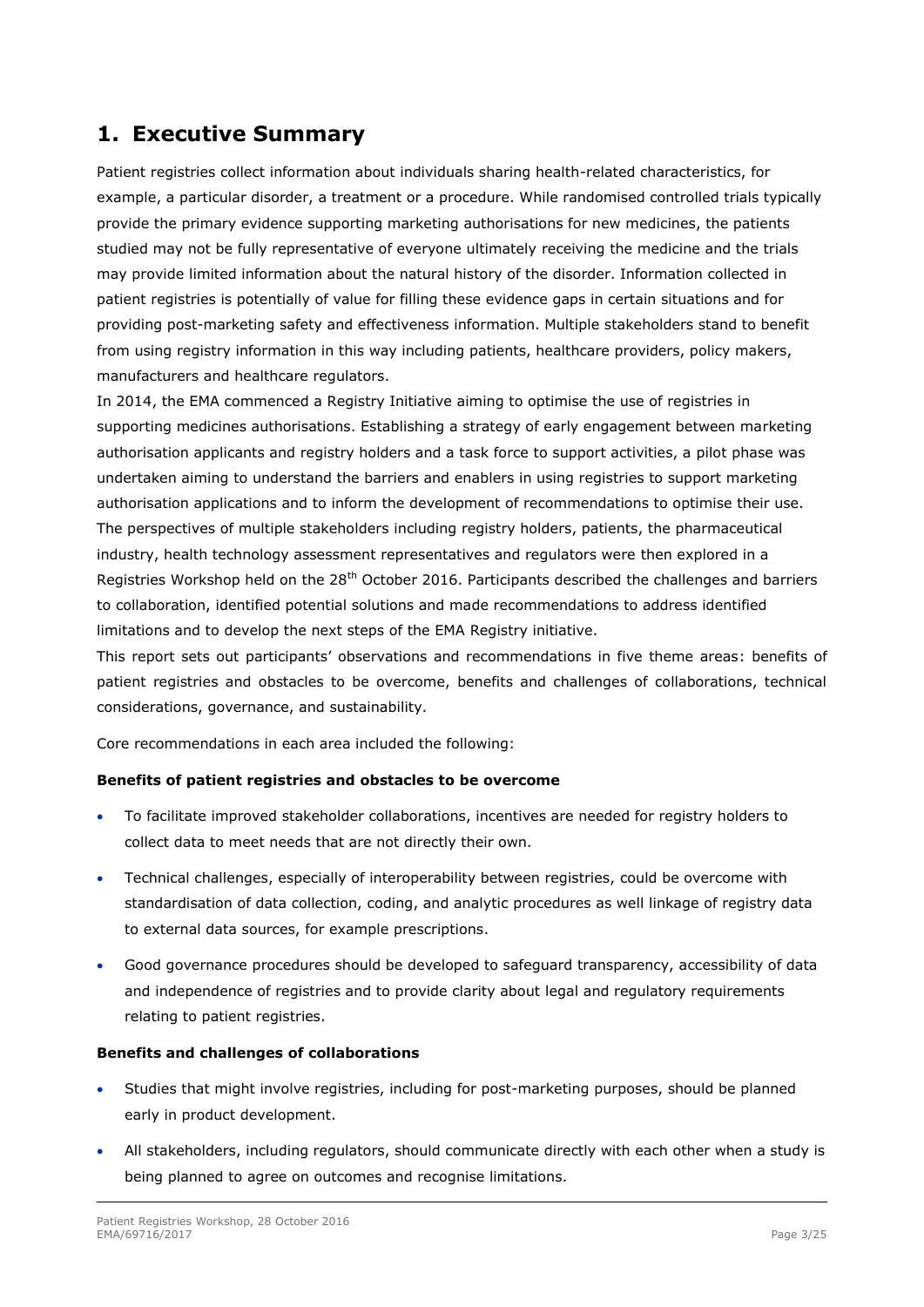# 1. Executive Summary

Patient registries collect information about individuals sharing health-related characteristics, for example, a particular disorder, a treatment or a procedure. While randomised controlled trials typically provide the primary evidence supporting marketing authorisations for new medicines, the patients studied may not be fully representative of everyone ultimately receiving the medicine and the trials may provide limited information about the natural history of the disorder. Information collected in patient registries is potentially of value for filling these evidence gaps in certain situations and for providing post-marketing safety and effectiveness information. Multiple stakeholders stand to benefit from using registry information in this way including patients, healthcare providers, policy makers, manufacturers and healthcare regulators.

In 2014, the EMA commenced a Registry Initiative aiming to optimise the use of registries in supporting medicines authorisations. Establishing a strategy of early engagement between marketing authorisation applicants and registry holders and a task force to support activities, a pilot phase was undertaken aiming to understand the barriers and enablers in using registries to support marketing authorisation applications and to inform the development of recommendations to optimise their use. The perspectives of multiple stakeholders including registry holders, patients, the pharmaceutical industry, health technology assessment representatives and regulators were then explored in a Registries Workshop held on the 28th October 2016. Participants described the challenges and barriers to collaboration, identified potential solutions and made recommendations to address identified limitations and to develop the next steps of the EMA Registry initiative.

This report sets out participants' observations and recommendations in five theme areas: benefits of patient registries and obstacles to be overcome, benefits and challenges of collaborations, technical considerations, governance, and sustainability.

Core recommendations in each area included the following:

**Benefits of patient registries and obstacles to be overcome**

- To facilitate improved stakeholder collaborations, incentives are needed for registry holders to collect data to meet needs that are not directly their own.
- Technical challenges, especially of interoperability between registries, could be overcome with standardisation of data collection, coding, and analytic procedures as well linkage of registry data to external data sources, for example prescriptions.
- Good governance procedures should be developed to safeguard transparency, accessibility of data and independence of registries and to provide clarity about legal and regulatory requirements relating to patient registries.

**Benefits and challenges of collaborations**

- Studies that might involve registries, including for post-marketing purposes, should be planned early in product development.
- All stakeholders, including regulators, should communicate directly with each other when a study is being planned to agree on outcomes and recognise limitations.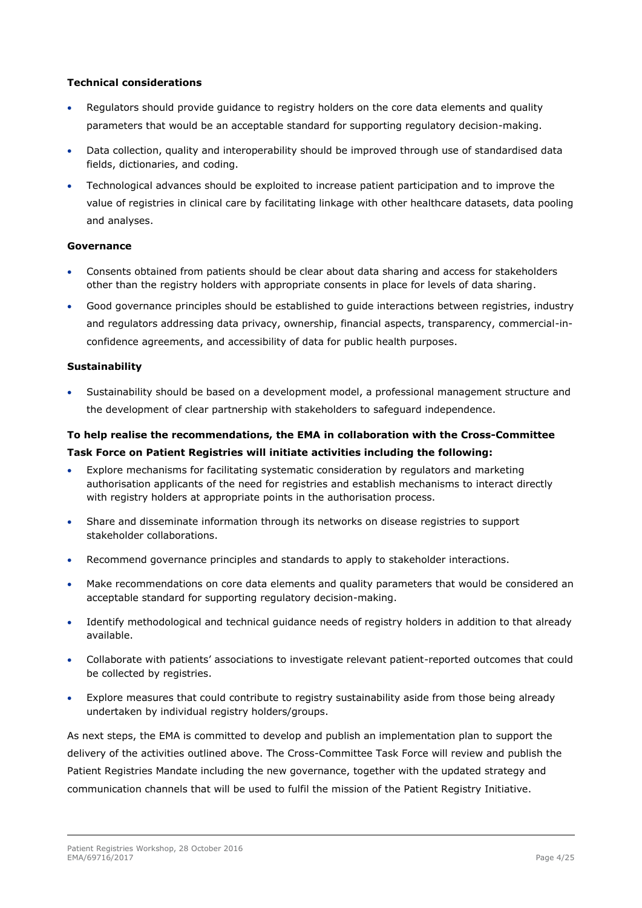**Technical considerations**

- Regulators should provide guidance to registry holders on the core data elements and quality parameters that would be an acceptable standard for supporting regulatory decision-making.
- Data collection, quality and interoperability should be improved through use of standardised data fields, dictionaries, and coding.
- Technological advances should be exploited to increase patient participation and to improve the value of registries in clinical care by facilitating linkage with other healthcare datasets, data pooling and analyses.

**Governance**

- Consents obtained from patients should be clear about data sharing and access for stakeholders other than the registry holders with appropriate consents in place for levels of data sharing.
- Good governance principles should be established to guide interactions between registries, industry and regulators addressing data privacy, ownership, financial aspects, transparency, commercial-in-confidence agreements, and accessibility of data for public health purposes.

**Sustainability**

- Sustainability should be based on a development model, a professional management structure and the development of clear partnership with stakeholders to safeguard independence.

**To help realise the recommendations, the EMA in collaboration with the Cross-Committee Task Force on Patient Registries will initiate activities including the following:**

- Explore mechanisms for facilitating systematic consideration by regulators and marketing authorisation applicants of the need for registries and establish mechanisms to interact directly with registry holders at appropriate points in the authorisation process.
- Share and disseminate information through its networks on disease registries to support stakeholder collaborations.
- Recommend governance principles and standards to apply to stakeholder interactions.
- Make recommendations on core data elements and quality parameters that would be considered an acceptable standard for supporting regulatory decision-making.
- Identify methodological and technical guidance needs of registry holders in addition to that already available.
- Collaborate with patients' associations to investigate relevant patient-reported outcomes that could be collected by registries.
- Explore measures that could contribute to registry sustainability aside from those being already undertaken by individual registry holders/groups.

As next steps, the EMA is committed to develop and publish an implementation plan to support the delivery of the activities outlined above. The Cross-Committee Task Force will review and publish the Patient Registries Mandate including the new governance, together with the updated strategy and communication channels that will be used to fulfil the mission of the Patient Registry Initiative.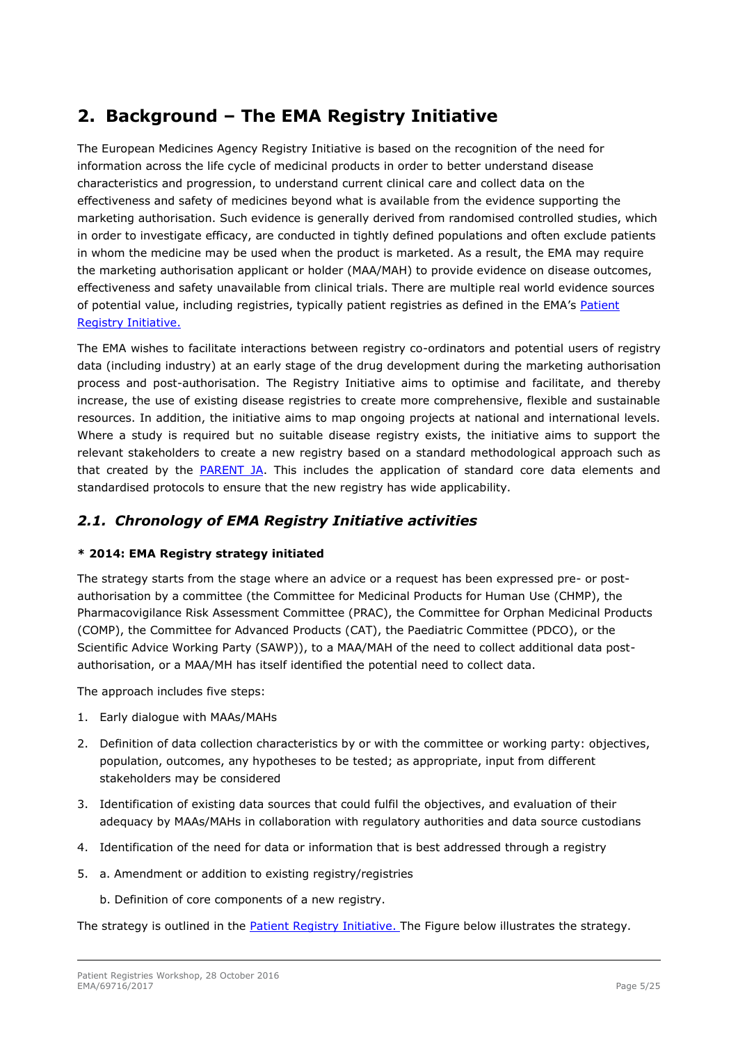# 2. Background – The EMA Registry Initiative

The European Medicines Agency Registry Initiative is based on the recognition of the need for information across the life cycle of medicinal products in order to better understand disease characteristics and progression, to understand current clinical care and collect data on the effectiveness and safety of medicines beyond what is available from the evidence supporting the marketing authorisation. Such evidence is generally derived from randomised controlled studies, which in order to investigate efficacy, are conducted in tightly defined populations and often exclude patients in whom the medicine may be used when the product is marketed. As a result, the EMA may require the marketing authorisation applicant or holder (MAA/MAH) to provide evidence on disease outcomes, effectiveness and safety unavailable from clinical trials. There are multiple real world evidence sources of potential value, including registries, typically patient registries as defined in the EMA's Patient Registry Initiative.

The EMA wishes to facilitate interactions between registry co-ordinators and potential users of registry data (including industry) at an early stage of the drug development during the marketing authorisation process and post-authorisation. The Registry Initiative aims to optimise and facilitate, and thereby increase, the use of existing disease registries to create more comprehensive, flexible and sustainable resources. In addition, the initiative aims to map ongoing projects at national and international levels. Where a study is required but no suitable disease registry exists, the initiative aims to support the relevant stakeholders to create a new registry based on a standard methodological approach such as that created by the PARENT JA. This includes the application of standard core data elements and standardised protocols to ensure that the new registry has wide applicability.

## *2.1. Chronology of EMA Registry Initiative activities*

**\* 2014: EMA Registry strategy initiated**

The strategy starts from the stage where an advice or a request has been expressed pre- or post-authorisation by a committee (the Committee for Medicinal Products for Human Use (CHMP), the Pharmacovigilance Risk Assessment Committee (PRAC), the Committee for Orphan Medicinal Products (COMP), the Committee for Advanced Products (CAT), the Paediatric Committee (PDCO), or the Scientific Advice Working Party (SAWP)), to a MAA/MAH of the need to collect additional data post-authorisation, or a MAA/MH has itself identified the potential need to collect data.

The approach includes five steps:

1. Early dialogue with MAAs/MAHs
2. Definition of data collection characteristics by or with the committee or working party: objectives, population, outcomes, any hypotheses to be tested; as appropriate, input from different stakeholders may be considered
3. Identification of existing data sources that could fulfil the objectives, and evaluation of their adequacy by MAAs/MAHs in collaboration with regulatory authorities and data source custodians
4. Identification of the need for data or information that is best addressed through a registry
5. a. Amendment or addition to existing registry/registries

   b. Definition of core components of a new registry.

The strategy is outlined in the Patient Registry Initiative. The Figure below illustrates the strategy.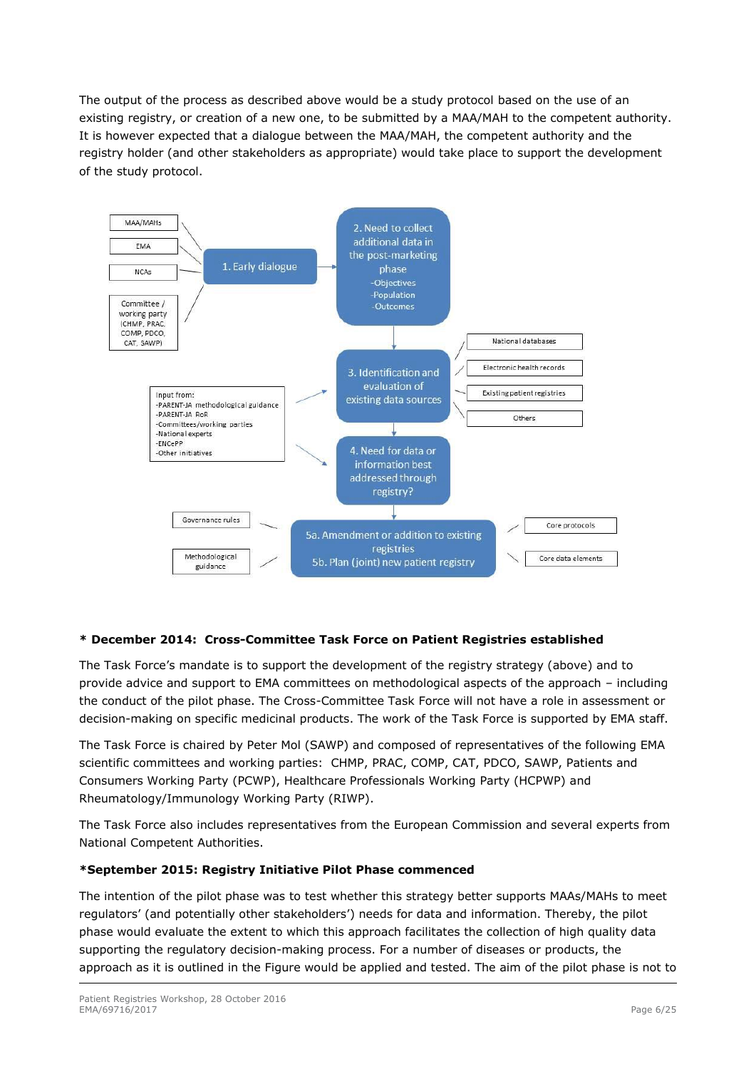The output of the process as described above would be a study protocol based on the use of an existing registry, or creation of a new one, to be submitted by a MAA/MAH to the competent authority. It is however expected that a dialogue between the MAA/MAH, the competent authority and the registry holder (and other stakeholders as appropriate) would take place to support the development of the study protocol.

MAA/MAHs

EMA

NCAs

Committee / working party (CHMP, PRAC, COMP, PDCO, CAT, SAWP)

1. Early dialogue

2. Need to collect additional data in the post-marketing phase
-Objectives
-Population
-Outcomes

3. Identification and evaluation of existing data sources

National databases

Electronic health records

Existing patient registries

Others

Input from:
-PARENT-JA methodological guidance
-PARENT-JA RoR
-Committees/working parties
-National experts
-ENCePP
-Other initiatives

4. Need for data or information best addressed through registry?

Governance rules

Methodological guidance

5a. Amendment or addition to existing registries
5b. Plan (joint) new patient registry

Core protocols

Core data elements

**\* December 2014: Cross-Committee Task Force on Patient Registries established**

The Task Force's mandate is to support the development of the registry strategy (above) and to provide advice and support to EMA committees on methodological aspects of the approach – including the conduct of the pilot phase. The Cross-Committee Task Force will not have a role in assessment or decision-making on specific medicinal products. The work of the Task Force is supported by EMA staff.

The Task Force is chaired by Peter Mol (SAWP) and composed of representatives of the following EMA scientific committees and working parties: CHMP, PRAC, COMP, CAT, PDCO, SAWP, Patients and Consumers Working Party (PCWP), Healthcare Professionals Working Party (HCPWP) and Rheumatology/Immunology Working Party (RIWP).

The Task Force also includes representatives from the European Commission and several experts from National Competent Authorities.

**\*September 2015: Registry Initiative Pilot Phase commenced**

The intention of the pilot phase was to test whether this strategy better supports MAAs/MAHs to meet regulators' (and potentially other stakeholders') needs for data and information. Thereby, the pilot phase would evaluate the extent to which this approach facilitates the collection of high quality data supporting the regulatory decision-making process. For a number of diseases or products, the approach as it is outlined in the Figure would be applied and tested. The aim of the pilot phase is not to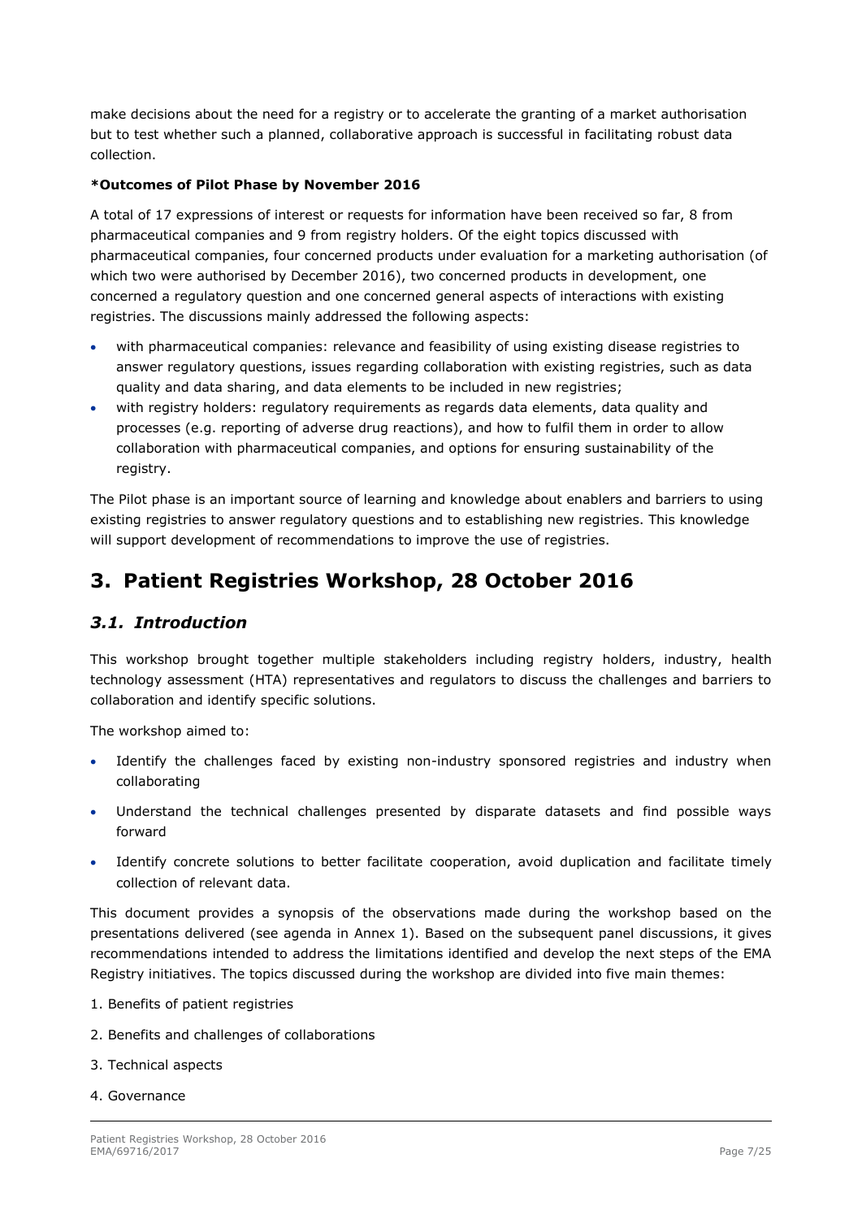make decisions about the need for a registry or to accelerate the granting of a market authorisation but to test whether such a planned, collaborative approach is successful in facilitating robust data collection.

**\*Outcomes of Pilot Phase by November 2016**

A total of 17 expressions of interest or requests for information have been received so far, 8 from pharmaceutical companies and 9 from registry holders. Of the eight topics discussed with pharmaceutical companies, four concerned products under evaluation for a marketing authorisation (of which two were authorised by December 2016), two concerned products in development, one concerned a regulatory question and one concerned general aspects of interactions with existing registries. The discussions mainly addressed the following aspects:

- with pharmaceutical companies: relevance and feasibility of using existing disease registries to answer regulatory questions, issues regarding collaboration with existing registries, such as data quality and data sharing, and data elements to be included in new registries;
- with registry holders: regulatory requirements as regards data elements, data quality and processes (e.g. reporting of adverse drug reactions), and how to fulfil them in order to allow collaboration with pharmaceutical companies, and options for ensuring sustainability of the registry.

The Pilot phase is an important source of learning and knowledge about enablers and barriers to using existing registries to answer regulatory questions and to establishing new registries. This knowledge will support development of recommendations to improve the use of registries.

# 3. Patient Registries Workshop, 28 October 2016

## *3.1. Introduction*

This workshop brought together multiple stakeholders including registry holders, industry, health technology assessment (HTA) representatives and regulators to discuss the challenges and barriers to collaboration and identify specific solutions.

The workshop aimed to:

- Identify the challenges faced by existing non-industry sponsored registries and industry when collaborating
- Understand the technical challenges presented by disparate datasets and find possible ways forward
- Identify concrete solutions to better facilitate cooperation, avoid duplication and facilitate timely collection of relevant data.

This document provides a synopsis of the observations made during the workshop based on the presentations delivered (see agenda in Annex 1). Based on the subsequent panel discussions, it gives recommendations intended to address the limitations identified and develop the next steps of the EMA Registry initiatives. The topics discussed during the workshop are divided into five main themes:

1. Benefits of patient registries

2. Benefits and challenges of collaborations

3. Technical aspects

4. Governance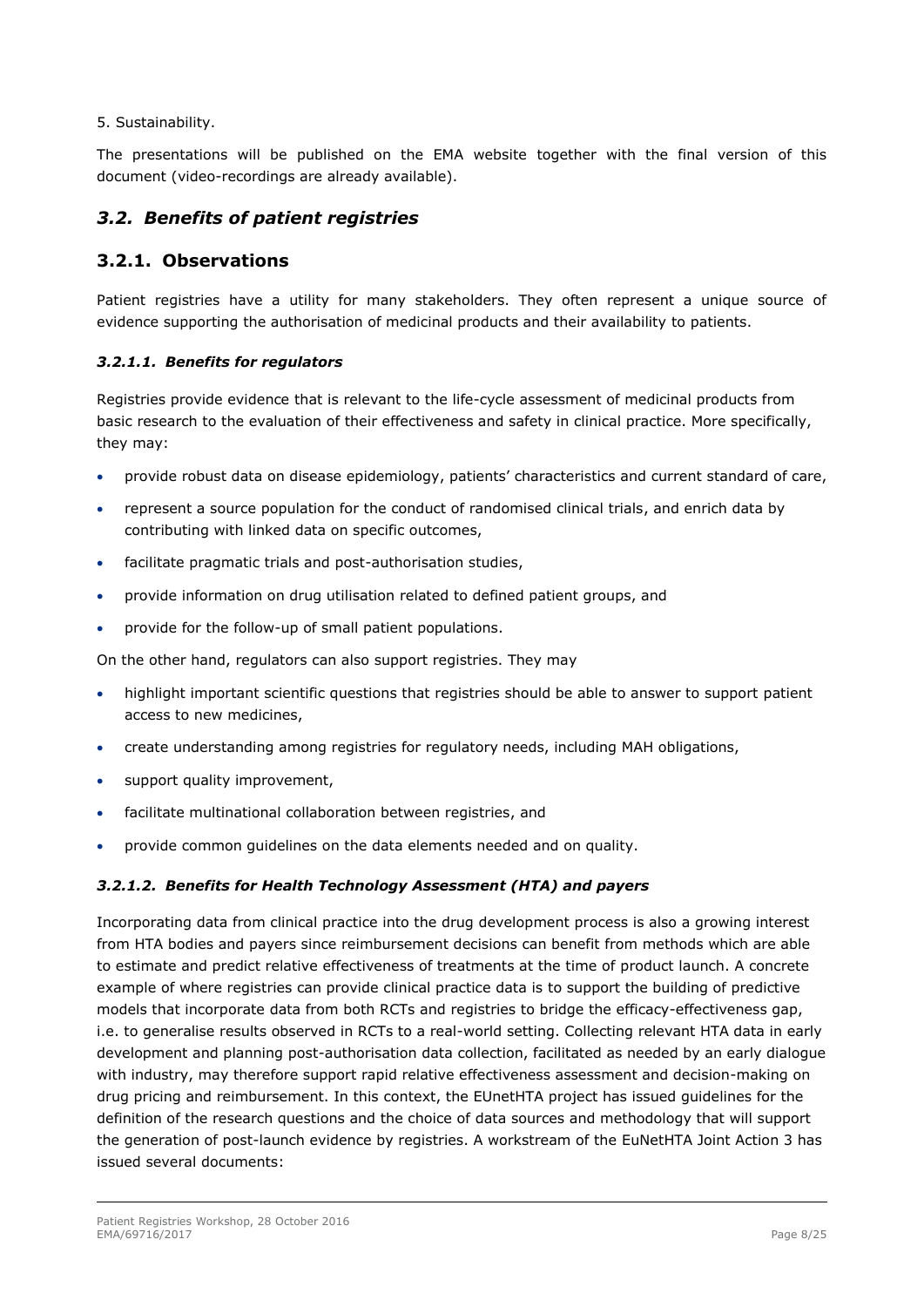5. Sustainability.

The presentations will be published on the EMA website together with the final version of this document (video-recordings are already available).

## *3.2. Benefits of patient registries*

### 3.2.1. Observations

Patient registries have a utility for many stakeholders. They often represent a unique source of evidence supporting the authorisation of medicinal products and their availability to patients.

#### *3.2.1.1. Benefits for regulators*

Registries provide evidence that is relevant to the life-cycle assessment of medicinal products from basic research to the evaluation of their effectiveness and safety in clinical practice. More specifically, they may:

- provide robust data on disease epidemiology, patients' characteristics and current standard of care,
- represent a source population for the conduct of randomised clinical trials, and enrich data by contributing with linked data on specific outcomes,
- facilitate pragmatic trials and post-authorisation studies,
- provide information on drug utilisation related to defined patient groups, and
- provide for the follow-up of small patient populations.

On the other hand, regulators can also support registries. They may

- highlight important scientific questions that registries should be able to answer to support patient access to new medicines,
- create understanding among registries for regulatory needs, including MAH obligations,
- support quality improvement,
- facilitate multinational collaboration between registries, and
- provide common guidelines on the data elements needed and on quality.

#### *3.2.1.2. Benefits for Health Technology Assessment (HTA) and payers*

Incorporating data from clinical practice into the drug development process is also a growing interest from HTA bodies and payers since reimbursement decisions can benefit from methods which are able to estimate and predict relative effectiveness of treatments at the time of product launch. A concrete example of where registries can provide clinical practice data is to support the building of predictive models that incorporate data from both RCTs and registries to bridge the efficacy-effectiveness gap, i.e. to generalise results observed in RCTs to a real-world setting. Collecting relevant HTA data in early development and planning post-authorisation data collection, facilitated as needed by an early dialogue with industry, may therefore support rapid relative effectiveness assessment and decision-making on drug pricing and reimbursement. In this context, the EUnetHTA project has issued guidelines for the definition of the research questions and the choice of data sources and methodology that will support the generation of post-launch evidence by registries. A workstream of the EuNetHTA Joint Action 3 has issued several documents: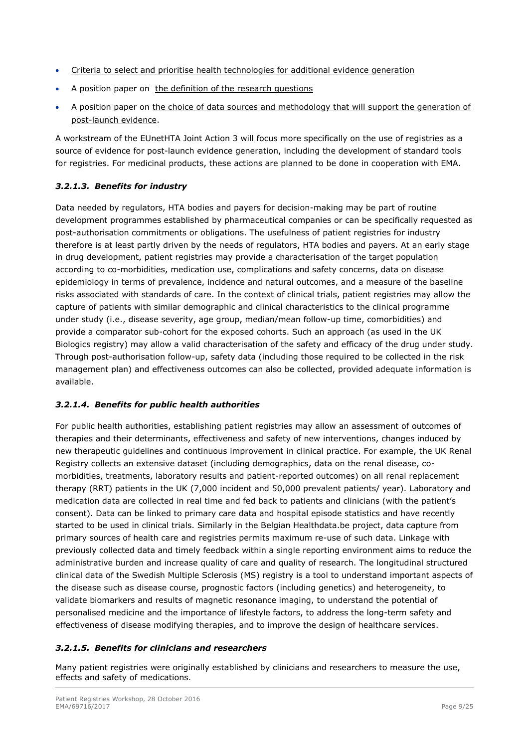- Criteria to select and prioritise health technologies for additional evidence generation
- A position paper on the definition of the research questions
- A position paper on the choice of data sources and methodology that will support the generation of post-launch evidence.

A workstream of the EUnetHTA Joint Action 3 will focus more specifically on the use of registries as a source of evidence for post-launch evidence generation, including the development of standard tools for registries. For medicinal products, these actions are planned to be done in cooperation with EMA.

#### *3.2.1.3. Benefits for industry*

Data needed by regulators, HTA bodies and payers for decision-making may be part of routine development programmes established by pharmaceutical companies or can be specifically requested as post-authorisation commitments or obligations. The usefulness of patient registries for industry therefore is at least partly driven by the needs of regulators, HTA bodies and payers. At an early stage in drug development, patient registries may provide a characterisation of the target population according to co-morbidities, medication use, complications and safety concerns, data on disease epidemiology in terms of prevalence, incidence and natural outcomes, and a measure of the baseline risks associated with standards of care. In the context of clinical trials, patient registries may allow the capture of patients with similar demographic and clinical characteristics to the clinical programme under study (i.e., disease severity, age group, median/mean follow-up time, comorbidities) and provide a comparator sub-cohort for the exposed cohorts. Such an approach (as used in the UK Biologics registry) may allow a valid characterisation of the safety and efficacy of the drug under study. Through post-authorisation follow-up, safety data (including those required to be collected in the risk management plan) and effectiveness outcomes can also be collected, provided adequate information is available.

#### *3.2.1.4. Benefits for public health authorities*

For public health authorities, establishing patient registries may allow an assessment of outcomes of therapies and their determinants, effectiveness and safety of new interventions, changes induced by new therapeutic guidelines and continuous improvement in clinical practice. For example, the UK Renal Registry collects an extensive dataset (including demographics, data on the renal disease, co-morbidities, treatments, laboratory results and patient-reported outcomes) on all renal replacement therapy (RRT) patients in the UK (7,000 incident and 50,000 prevalent patients/ year). Laboratory and medication data are collected in real time and fed back to patients and clinicians (with the patient's consent). Data can be linked to primary care data and hospital episode statistics and have recently started to be used in clinical trials. Similarly in the Belgian Healthdata.be project, data capture from primary sources of health care and registries permits maximum re-use of such data. Linkage with previously collected data and timely feedback within a single reporting environment aims to reduce the administrative burden and increase quality of care and quality of research. The longitudinal structured clinical data of the Swedish Multiple Sclerosis (MS) registry is a tool to understand important aspects of the disease such as disease course, prognostic factors (including genetics) and heterogeneity, to validate biomarkers and results of magnetic resonance imaging, to understand the potential of personalised medicine and the importance of lifestyle factors, to address the long-term safety and effectiveness of disease modifying therapies, and to improve the design of healthcare services.

#### *3.2.1.5. Benefits for clinicians and researchers*

Many patient registries were originally established by clinicians and researchers to measure the use, effects and safety of medications.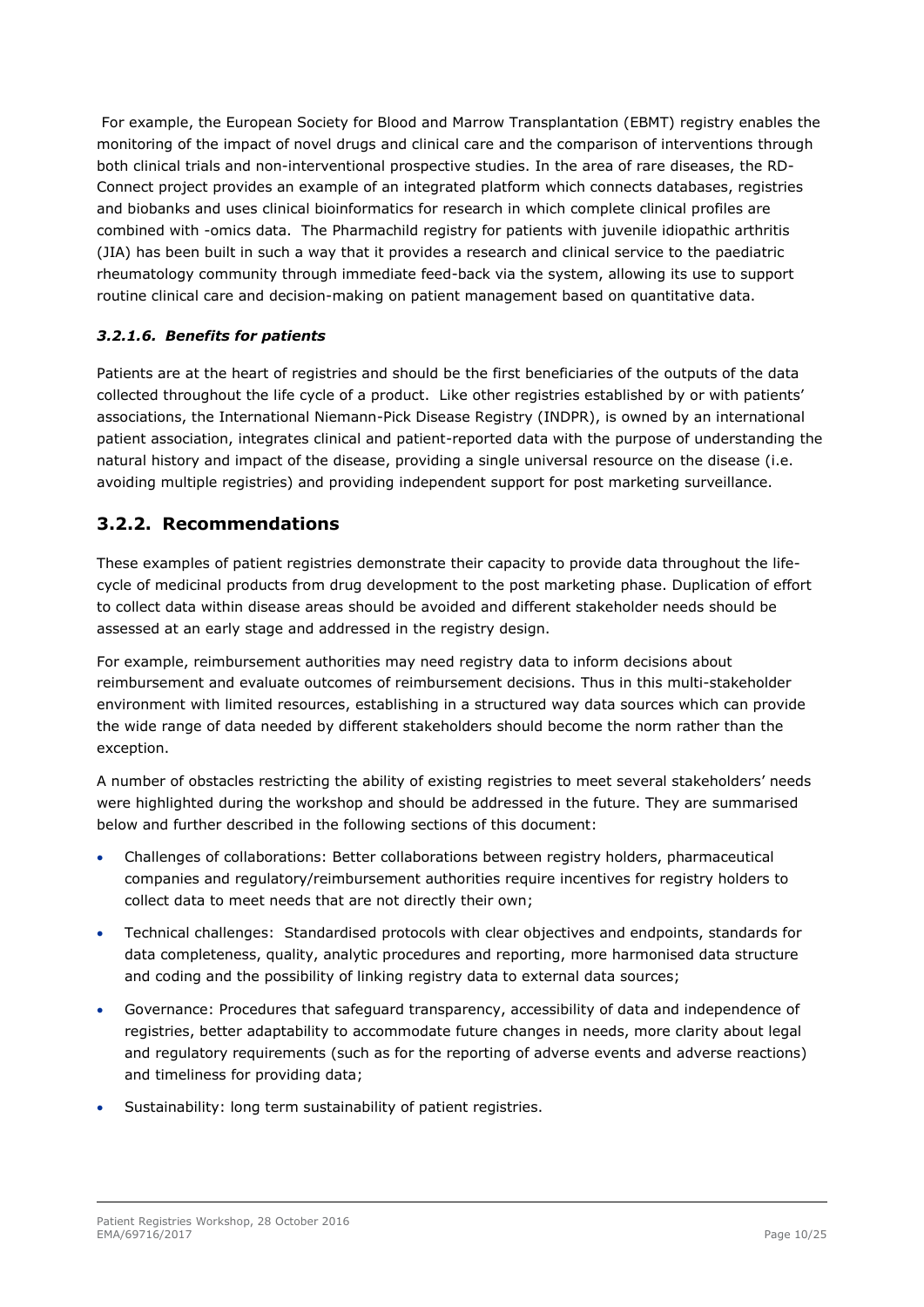For example, the European Society for Blood and Marrow Transplantation (EBMT) registry enables the monitoring of the impact of novel drugs and clinical care and the comparison of interventions through both clinical trials and non-interventional prospective studies. In the area of rare diseases, the RD-Connect project provides an example of an integrated platform which connects databases, registries and biobanks and uses clinical bioinformatics for research in which complete clinical profiles are combined with -omics data. The Pharmachild registry for patients with juvenile idiopathic arthritis (JIA) has been built in such a way that it provides a research and clinical service to the paediatric rheumatology community through immediate feed-back via the system, allowing its use to support routine clinical care and decision-making on patient management based on quantitative data.

#### *3.2.1.6. Benefits for patients*

Patients are at the heart of registries and should be the first beneficiaries of the outputs of the data collected throughout the life cycle of a product. Like other registries established by or with patients' associations, the International Niemann-Pick Disease Registry (INDPR), is owned by an international patient association, integrates clinical and patient-reported data with the purpose of understanding the natural history and impact of the disease, providing a single universal resource on the disease (i.e. avoiding multiple registries) and providing independent support for post marketing surveillance.

### 3.2.2. Recommendations

These examples of patient registries demonstrate their capacity to provide data throughout the life-cycle of medicinal products from drug development to the post marketing phase. Duplication of effort to collect data within disease areas should be avoided and different stakeholder needs should be assessed at an early stage and addressed in the registry design.

For example, reimbursement authorities may need registry data to inform decisions about reimbursement and evaluate outcomes of reimbursement decisions. Thus in this multi-stakeholder environment with limited resources, establishing in a structured way data sources which can provide the wide range of data needed by different stakeholders should become the norm rather than the exception.

A number of obstacles restricting the ability of existing registries to meet several stakeholders' needs were highlighted during the workshop and should be addressed in the future. They are summarised below and further described in the following sections of this document:

- Challenges of collaborations: Better collaborations between registry holders, pharmaceutical companies and regulatory/reimbursement authorities require incentives for registry holders to collect data to meet needs that are not directly their own;
- Technical challenges: Standardised protocols with clear objectives and endpoints, standards for data completeness, quality, analytic procedures and reporting, more harmonised data structure and coding and the possibility of linking registry data to external data sources;
- Governance: Procedures that safeguard transparency, accessibility of data and independence of registries, better adaptability to accommodate future changes in needs, more clarity about legal and regulatory requirements (such as for the reporting of adverse events and adverse reactions) and timeliness for providing data;
- Sustainability: long term sustainability of patient registries.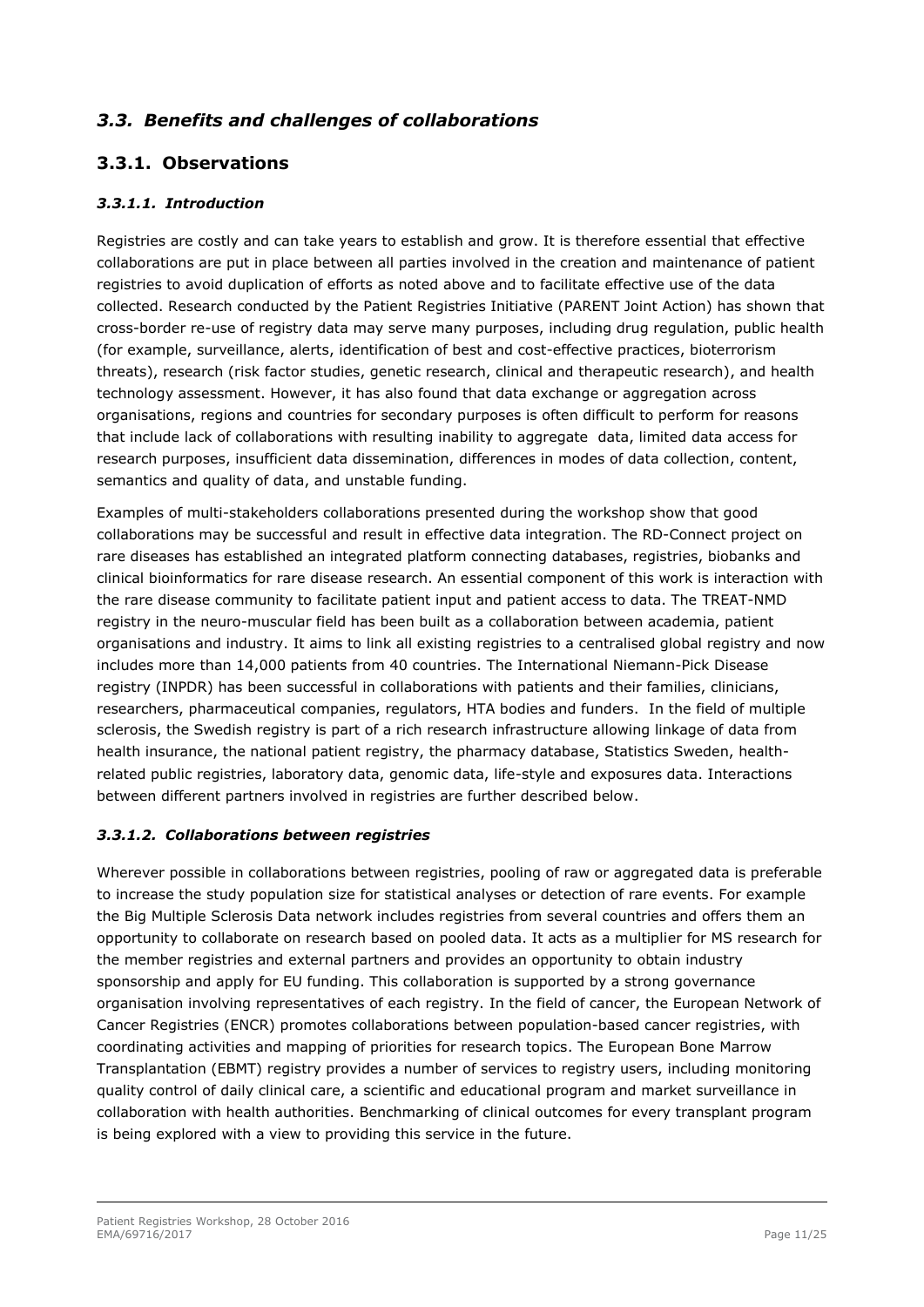## *3.3. Benefits and challenges of collaborations*

## 3.3.1. Observations

### *3.3.1.1. Introduction*

Registries are costly and can take years to establish and grow. It is therefore essential that effective collaborations are put in place between all parties involved in the creation and maintenance of patient registries to avoid duplication of efforts as noted above and to facilitate effective use of the data collected. Research conducted by the Patient Registries Initiative (PARENT Joint Action) has shown that cross-border re-use of registry data may serve many purposes, including drug regulation, public health (for example, surveillance, alerts, identification of best and cost-effective practices, bioterrorism threats), research (risk factor studies, genetic research, clinical and therapeutic research), and health technology assessment. However, it has also found that data exchange or aggregation across organisations, regions and countries for secondary purposes is often difficult to perform for reasons that include lack of collaborations with resulting inability to aggregate data, limited data access for research purposes, insufficient data dissemination, differences in modes of data collection, content, semantics and quality of data, and unstable funding.

Examples of multi-stakeholders collaborations presented during the workshop show that good collaborations may be successful and result in effective data integration. The RD-Connect project on rare diseases has established an integrated platform connecting databases, registries, biobanks and clinical bioinformatics for rare disease research. An essential component of this work is interaction with the rare disease community to facilitate patient input and patient access to data. The TREAT-NMD registry in the neuro-muscular field has been built as a collaboration between academia, patient organisations and industry. It aims to link all existing registries to a centralised global registry and now includes more than 14,000 patients from 40 countries. The International Niemann-Pick Disease registry (INPDR) has been successful in collaborations with patients and their families, clinicians, researchers, pharmaceutical companies, regulators, HTA bodies and funders. In the field of multiple sclerosis, the Swedish registry is part of a rich research infrastructure allowing linkage of data from health insurance, the national patient registry, the pharmacy database, Statistics Sweden, health-related public registries, laboratory data, genomic data, life-style and exposures data. Interactions between different partners involved in registries are further described below.

### *3.3.1.2. Collaborations between registries*

Wherever possible in collaborations between registries, pooling of raw or aggregated data is preferable to increase the study population size for statistical analyses or detection of rare events. For example the Big Multiple Sclerosis Data network includes registries from several countries and offers them an opportunity to collaborate on research based on pooled data. It acts as a multiplier for MS research for the member registries and external partners and provides an opportunity to obtain industry sponsorship and apply for EU funding. This collaboration is supported by a strong governance organisation involving representatives of each registry. In the field of cancer, the European Network of Cancer Registries (ENCR) promotes collaborations between population-based cancer registries, with coordinating activities and mapping of priorities for research topics. The European Bone Marrow Transplantation (EBMT) registry provides a number of services to registry users, including monitoring quality control of daily clinical care, a scientific and educational program and market surveillance in collaboration with health authorities. Benchmarking of clinical outcomes for every transplant program is being explored with a view to providing this service in the future.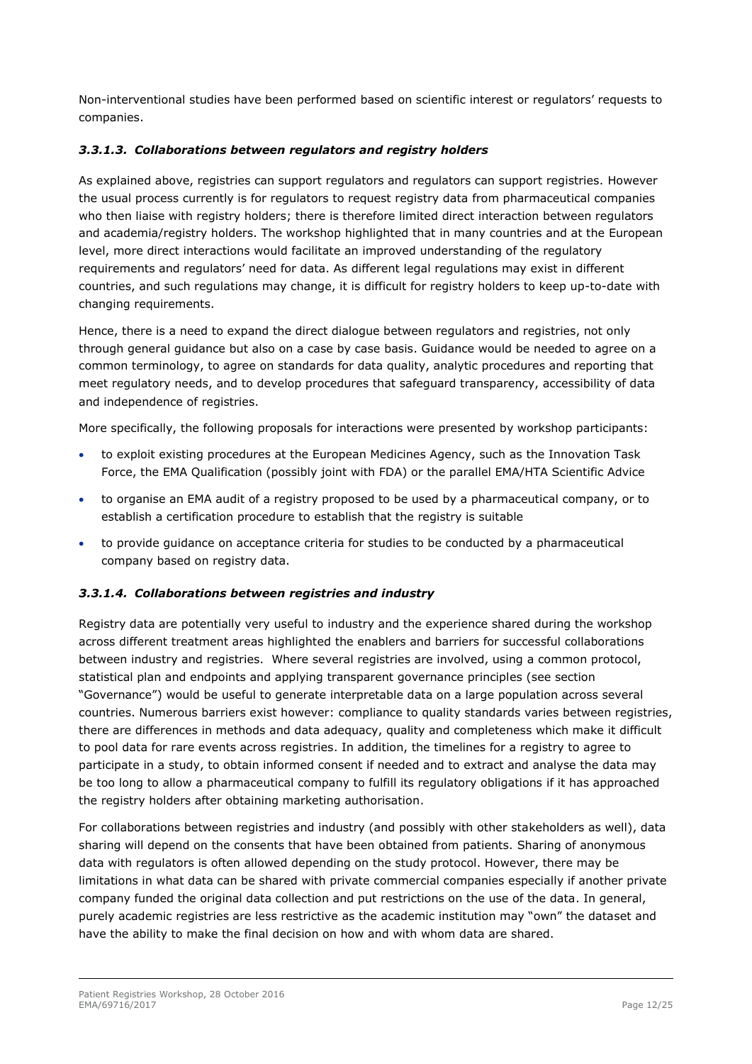Non-interventional studies have been performed based on scientific interest or regulators' requests to companies.

#### *3.3.1.3. Collaborations between regulators and registry holders*

As explained above, registries can support regulators and regulators can support registries. However the usual process currently is for regulators to request registry data from pharmaceutical companies who then liaise with registry holders; there is therefore limited direct interaction between regulators and academia/registry holders. The workshop highlighted that in many countries and at the European level, more direct interactions would facilitate an improved understanding of the regulatory requirements and regulators' need for data. As different legal regulations may exist in different countries, and such regulations may change, it is difficult for registry holders to keep up-to-date with changing requirements.

Hence, there is a need to expand the direct dialogue between regulators and registries, not only through general guidance but also on a case by case basis. Guidance would be needed to agree on a common terminology, to agree on standards for data quality, analytic procedures and reporting that meet regulatory needs, and to develop procedures that safeguard transparency, accessibility of data and independence of registries.

More specifically, the following proposals for interactions were presented by workshop participants:

- to exploit existing procedures at the European Medicines Agency, such as the Innovation Task Force, the EMA Qualification (possibly joint with FDA) or the parallel EMA/HTA Scientific Advice
- to organise an EMA audit of a registry proposed to be used by a pharmaceutical company, or to establish a certification procedure to establish that the registry is suitable
- to provide guidance on acceptance criteria for studies to be conducted by a pharmaceutical company based on registry data.

#### *3.3.1.4. Collaborations between registries and industry*

Registry data are potentially very useful to industry and the experience shared during the workshop across different treatment areas highlighted the enablers and barriers for successful collaborations between industry and registries. Where several registries are involved, using a common protocol, statistical plan and endpoints and applying transparent governance principles (see section "Governance") would be useful to generate interpretable data on a large population across several countries. Numerous barriers exist however: compliance to quality standards varies between registries, there are differences in methods and data adequacy, quality and completeness which make it difficult to pool data for rare events across registries. In addition, the timelines for a registry to agree to participate in a study, to obtain informed consent if needed and to extract and analyse the data may be too long to allow a pharmaceutical company to fulfill its regulatory obligations if it has approached the registry holders after obtaining marketing authorisation.

For collaborations between registries and industry (and possibly with other stakeholders as well), data sharing will depend on the consents that have been obtained from patients. Sharing of anonymous data with regulators is often allowed depending on the study protocol. However, there may be limitations in what data can be shared with private commercial companies especially if another private company funded the original data collection and put restrictions on the use of the data. In general, purely academic registries are less restrictive as the academic institution may "own" the dataset and have the ability to make the final decision on how and with whom data are shared.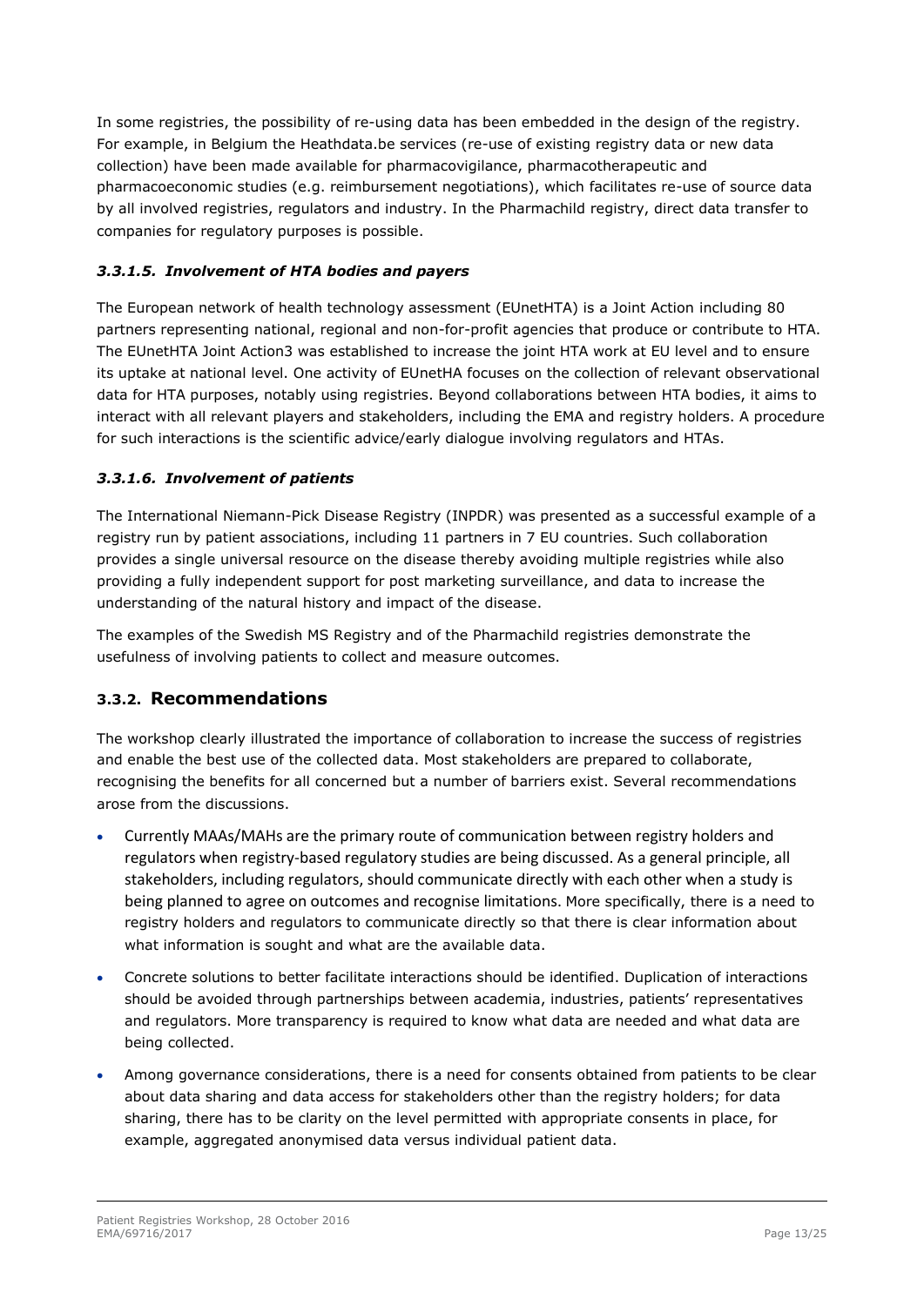In some registries, the possibility of re-using data has been embedded in the design of the registry. For example, in Belgium the Heathdata.be services (re-use of existing registry data or new data collection) have been made available for pharmacovigilance, pharmacotherapeutic and pharmacoeconomic studies (e.g. reimbursement negotiations), which facilitates re-use of source data by all involved registries, regulators and industry. In the Pharmachild registry, direct data transfer to companies for regulatory purposes is possible.

#### *3.3.1.5. Involvement of HTA bodies and payers*

The European network of health technology assessment (EUnetHTA) is a Joint Action including 80 partners representing national, regional and non-for-profit agencies that produce or contribute to HTA. The EUnetHTA Joint Action3 was established to increase the joint HTA work at EU level and to ensure its uptake at national level. One activity of EUnetHA focuses on the collection of relevant observational data for HTA purposes, notably using registries. Beyond collaborations between HTA bodies, it aims to interact with all relevant players and stakeholders, including the EMA and registry holders. A procedure for such interactions is the scientific advice/early dialogue involving regulators and HTAs.

#### *3.3.1.6. Involvement of patients*

The International Niemann-Pick Disease Registry (INPDR) was presented as a successful example of a registry run by patient associations, including 11 partners in 7 EU countries. Such collaboration provides a single universal resource on the disease thereby avoiding multiple registries while also providing a fully independent support for post marketing surveillance, and data to increase the understanding of the natural history and impact of the disease.

The examples of the Swedish MS Registry and of the Pharmachild registries demonstrate the usefulness of involving patients to collect and measure outcomes.

### 3.3.2. Recommendations

The workshop clearly illustrated the importance of collaboration to increase the success of registries and enable the best use of the collected data. Most stakeholders are prepared to collaborate, recognising the benefits for all concerned but a number of barriers exist. Several recommendations arose from the discussions.

- Currently MAAs/MAHs are the primary route of communication between registry holders and regulators when registry-based regulatory studies are being discussed. As a general principle, all stakeholders, including regulators, should communicate directly with each other when a study is being planned to agree on outcomes and recognise limitations. More specifically, there is a need to registry holders and regulators to communicate directly so that there is clear information about what information is sought and what are the available data.
- Concrete solutions to better facilitate interactions should be identified. Duplication of interactions should be avoided through partnerships between academia, industries, patients' representatives and regulators. More transparency is required to know what data are needed and what data are being collected.
- Among governance considerations, there is a need for consents obtained from patients to be clear about data sharing and data access for stakeholders other than the registry holders; for data sharing, there has to be clarity on the level permitted with appropriate consents in place, for example, aggregated anonymised data versus individual patient data.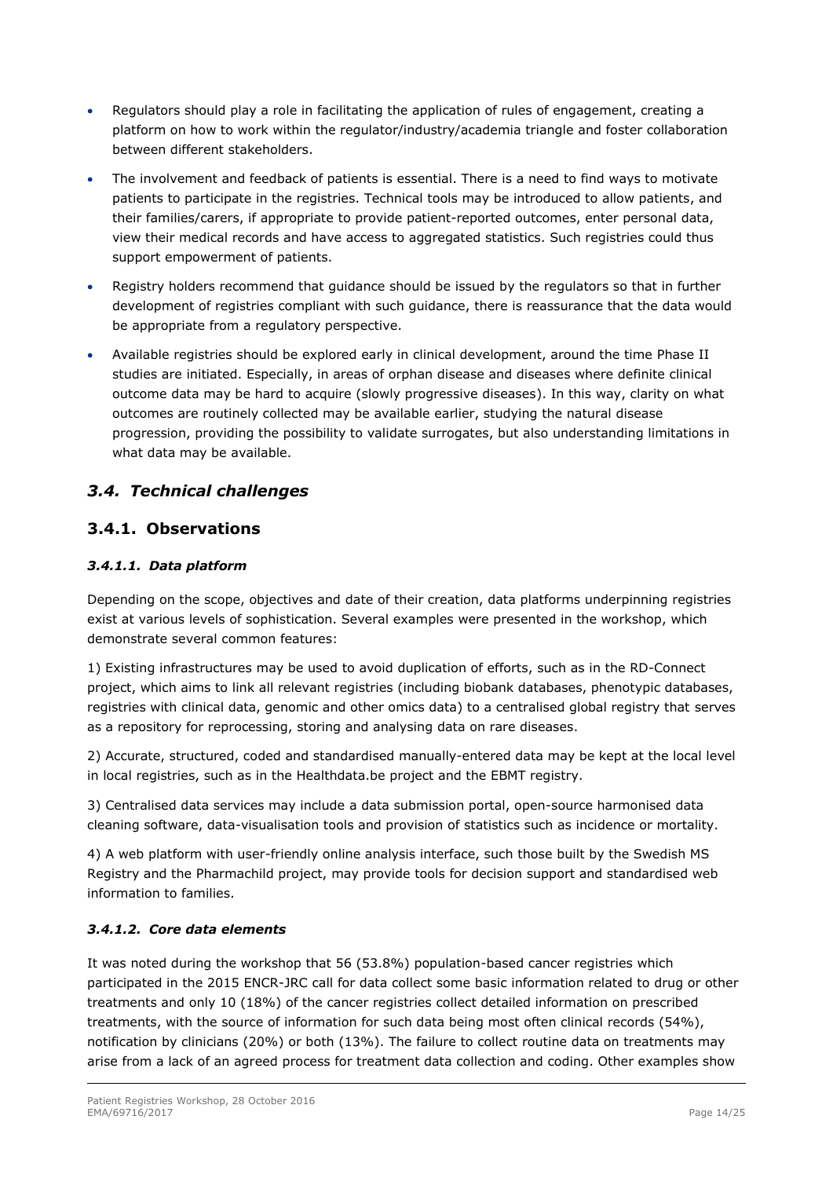- Regulators should play a role in facilitating the application of rules of engagement, creating a platform on how to work within the regulator/industry/academia triangle and foster collaboration between different stakeholders.
- The involvement and feedback of patients is essential. There is a need to find ways to motivate patients to participate in the registries. Technical tools may be introduced to allow patients, and their families/carers, if appropriate to provide patient-reported outcomes, enter personal data, view their medical records and have access to aggregated statistics. Such registries could thus support empowerment of patients.
- Registry holders recommend that guidance should be issued by the regulators so that in further development of registries compliant with such guidance, there is reassurance that the data would be appropriate from a regulatory perspective.
- Available registries should be explored early in clinical development, around the time Phase II studies are initiated. Especially, in areas of orphan disease and diseases where definite clinical outcome data may be hard to acquire (slowly progressive diseases). In this way, clarity on what outcomes are routinely collected may be available earlier, studying the natural disease progression, providing the possibility to validate surrogates, but also understanding limitations in what data may be available.

## *3.4. Technical challenges*

### 3.4.1. Observations

#### *3.4.1.1. Data platform*

Depending on the scope, objectives and date of their creation, data platforms underpinning registries exist at various levels of sophistication. Several examples were presented in the workshop, which demonstrate several common features:

1) Existing infrastructures may be used to avoid duplication of efforts, such as in the RD-Connect project, which aims to link all relevant registries (including biobank databases, phenotypic databases, registries with clinical data, genomic and other omics data) to a centralised global registry that serves as a repository for reprocessing, storing and analysing data on rare diseases.

2) Accurate, structured, coded and standardised manually-entered data may be kept at the local level in local registries, such as in the Healthdata.be project and the EBMT registry.

3) Centralised data services may include a data submission portal, open-source harmonised data cleaning software, data-visualisation tools and provision of statistics such as incidence or mortality.

4) A web platform with user-friendly online analysis interface, such those built by the Swedish MS Registry and the Pharmachild project, may provide tools for decision support and standardised web information to families.

#### *3.4.1.2. Core data elements*

It was noted during the workshop that 56 (53.8%) population-based cancer registries which participated in the 2015 ENCR-JRC call for data collect some basic information related to drug or other treatments and only 10 (18%) of the cancer registries collect detailed information on prescribed treatments, with the source of information for such data being most often clinical records (54%), notification by clinicians (20%) or both (13%). The failure to collect routine data on treatments may arise from a lack of an agreed process for treatment data collection and coding. Other examples show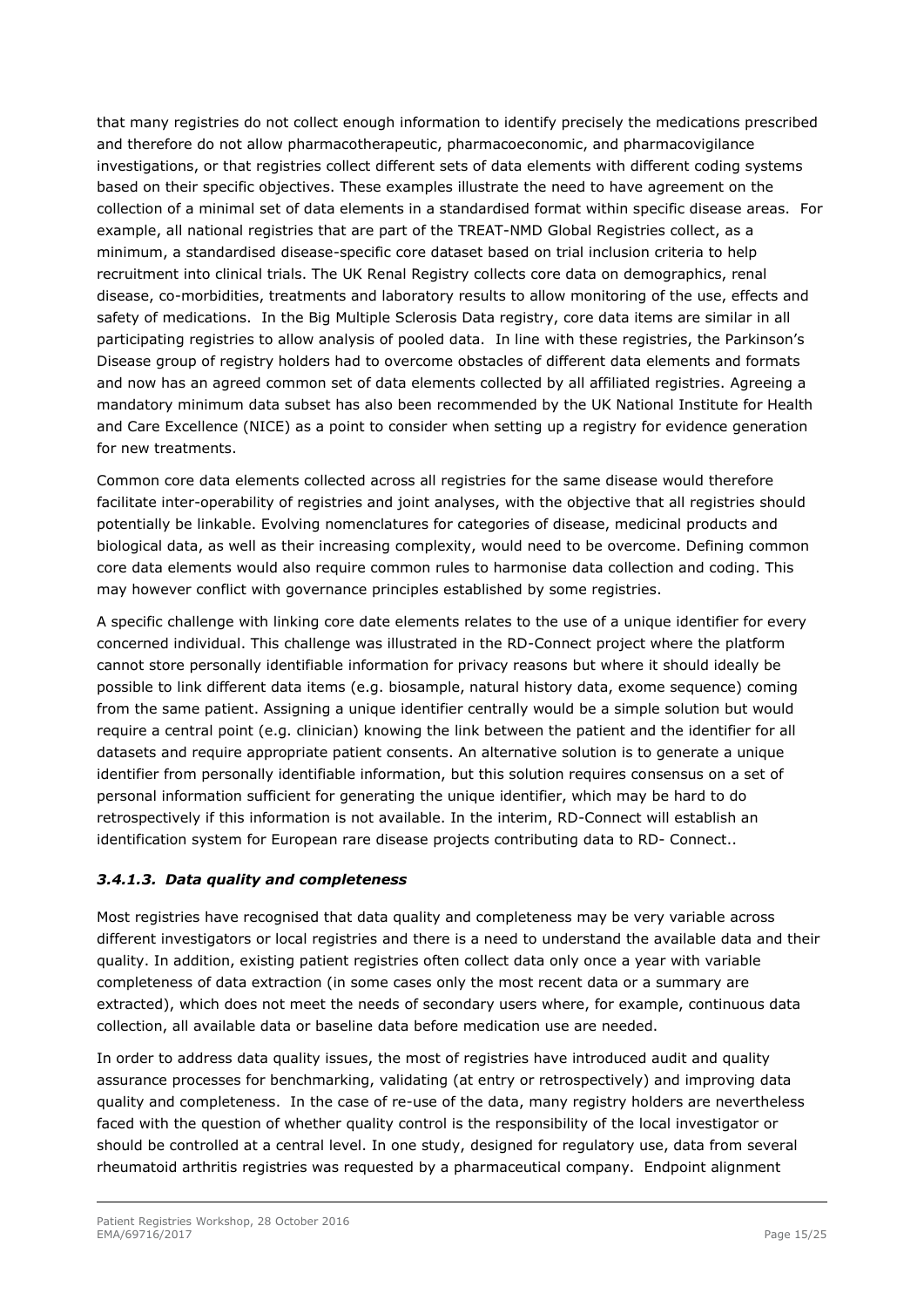that many registries do not collect enough information to identify precisely the medications prescribed and therefore do not allow pharmacotherapeutic, pharmacoeconomic, and pharmacovigilance investigations, or that registries collect different sets of data elements with different coding systems based on their specific objectives. These examples illustrate the need to have agreement on the collection of a minimal set of data elements in a standardised format within specific disease areas. For example, all national registries that are part of the TREAT-NMD Global Registries collect, as a minimum, a standardised disease-specific core dataset based on trial inclusion criteria to help recruitment into clinical trials. The UK Renal Registry collects core data on demographics, renal disease, co-morbidities, treatments and laboratory results to allow monitoring of the use, effects and safety of medications. In the Big Multiple Sclerosis Data registry, core data items are similar in all participating registries to allow analysis of pooled data. In line with these registries, the Parkinson's Disease group of registry holders had to overcome obstacles of different data elements and formats and now has an agreed common set of data elements collected by all affiliated registries. Agreeing a mandatory minimum data subset has also been recommended by the UK National Institute for Health and Care Excellence (NICE) as a point to consider when setting up a registry for evidence generation for new treatments.

Common core data elements collected across all registries for the same disease would therefore facilitate inter-operability of registries and joint analyses, with the objective that all registries should potentially be linkable. Evolving nomenclatures for categories of disease, medicinal products and biological data, as well as their increasing complexity, would need to be overcome. Defining common core data elements would also require common rules to harmonise data collection and coding. This may however conflict with governance principles established by some registries.

A specific challenge with linking core date elements relates to the use of a unique identifier for every concerned individual. This challenge was illustrated in the RD-Connect project where the platform cannot store personally identifiable information for privacy reasons but where it should ideally be possible to link different data items (e.g. biosample, natural history data, exome sequence) coming from the same patient. Assigning a unique identifier centrally would be a simple solution but would require a central point (e.g. clinician) knowing the link between the patient and the identifier for all datasets and require appropriate patient consents. An alternative solution is to generate a unique identifier from personally identifiable information, but this solution requires consensus on a set of personal information sufficient for generating the unique identifier, which may be hard to do retrospectively if this information is not available. In the interim, RD-Connect will establish an identification system for European rare disease projects contributing data to RD- Connect..

### *3.4.1.3. Data quality and completeness*

Most registries have recognised that data quality and completeness may be very variable across different investigators or local registries and there is a need to understand the available data and their quality. In addition, existing patient registries often collect data only once a year with variable completeness of data extraction (in some cases only the most recent data or a summary are extracted), which does not meet the needs of secondary users where, for example, continuous data collection, all available data or baseline data before medication use are needed.

In order to address data quality issues, the most of registries have introduced audit and quality assurance processes for benchmarking, validating (at entry or retrospectively) and improving data quality and completeness. In the case of re-use of the data, many registry holders are nevertheless faced with the question of whether quality control is the responsibility of the local investigator or should be controlled at a central level. In one study, designed for regulatory use, data from several rheumatoid arthritis registries was requested by a pharmaceutical company. Endpoint alignment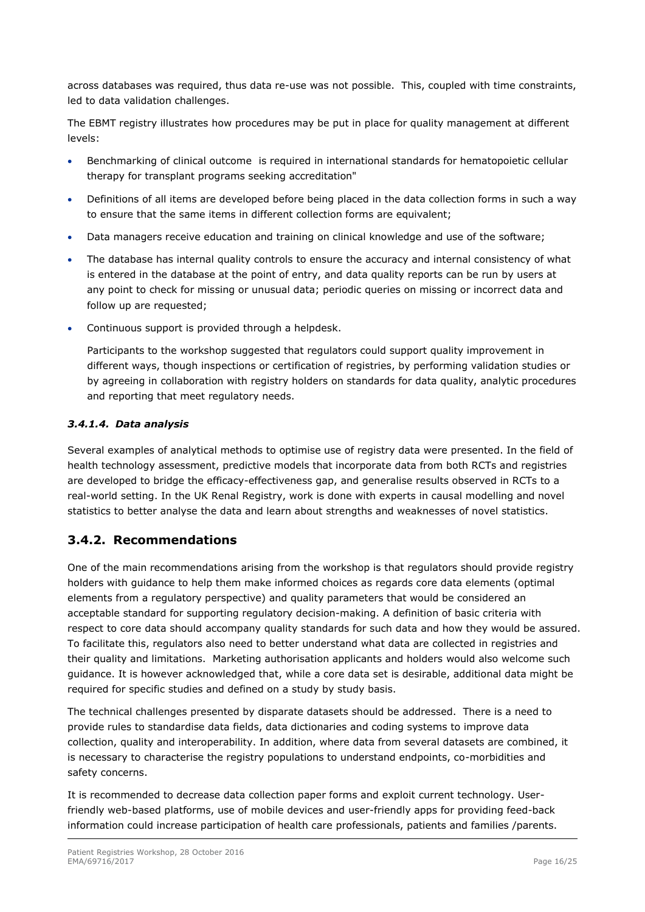across databases was required, thus data re-use was not possible. This, coupled with time constraints, led to data validation challenges.

The EBMT registry illustrates how procedures may be put in place for quality management at different levels:

- Benchmarking of clinical outcome is required in international standards for hematopoietic cellular therapy for transplant programs seeking accreditation"
- Definitions of all items are developed before being placed in the data collection forms in such a way to ensure that the same items in different collection forms are equivalent;
- Data managers receive education and training on clinical knowledge and use of the software;
- The database has internal quality controls to ensure the accuracy and internal consistency of what is entered in the database at the point of entry, and data quality reports can be run by users at any point to check for missing or unusual data; periodic queries on missing or incorrect data and follow up are requested;
- Continuous support is provided through a helpdesk.

  Participants to the workshop suggested that regulators could support quality improvement in different ways, though inspections or certification of registries, by performing validation studies or by agreeing in collaboration with registry holders on standards for data quality, analytic procedures and reporting that meet regulatory needs.

#### *3.4.1.4. Data analysis*

Several examples of analytical methods to optimise use of registry data were presented. In the field of health technology assessment, predictive models that incorporate data from both RCTs and registries are developed to bridge the efficacy-effectiveness gap, and generalise results observed in RCTs to a real-world setting. In the UK Renal Registry, work is done with experts in causal modelling and novel statistics to better analyse the data and learn about strengths and weaknesses of novel statistics.

### 3.4.2. Recommendations

One of the main recommendations arising from the workshop is that regulators should provide registry holders with guidance to help them make informed choices as regards core data elements (optimal elements from a regulatory perspective) and quality parameters that would be considered an acceptable standard for supporting regulatory decision-making. A definition of basic criteria with respect to core data should accompany quality standards for such data and how they would be assured. To facilitate this, regulators also need to better understand what data are collected in registries and their quality and limitations. Marketing authorisation applicants and holders would also welcome such guidance. It is however acknowledged that, while a core data set is desirable, additional data might be required for specific studies and defined on a study by study basis.

The technical challenges presented by disparate datasets should be addressed. There is a need to provide rules to standardise data fields, data dictionaries and coding systems to improve data collection, quality and interoperability. In addition, where data from several datasets are combined, it is necessary to characterise the registry populations to understand endpoints, co-morbidities and safety concerns.

It is recommended to decrease data collection paper forms and exploit current technology. User-friendly web-based platforms, use of mobile devices and user-friendly apps for providing feed-back information could increase participation of health care professionals, patients and families /parents.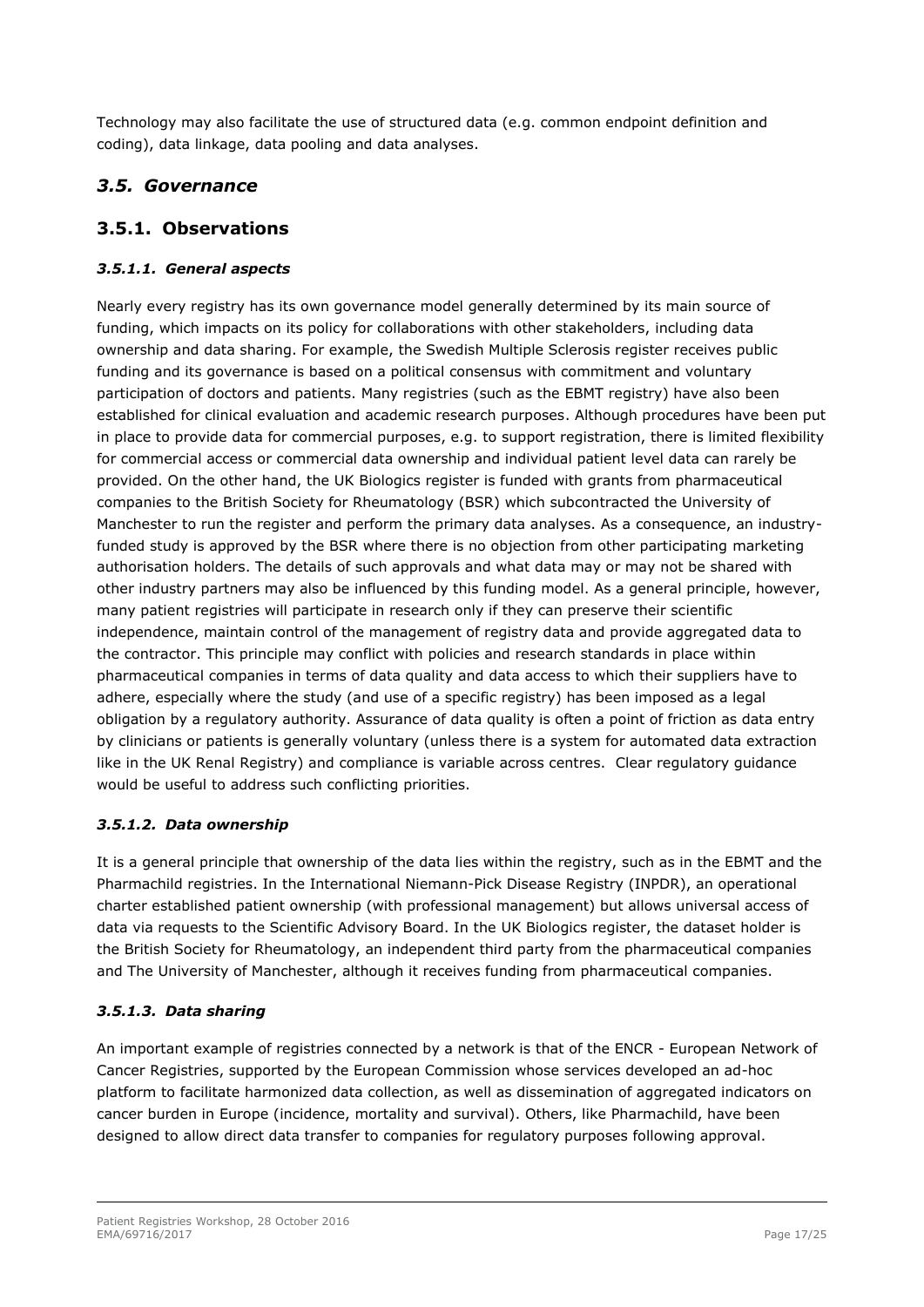Technology may also facilitate the use of structured data (e.g. common endpoint definition and coding), data linkage, data pooling and data analyses.

## *3.5. Governance*

### 3.5.1. Observations

#### *3.5.1.1. General aspects*

Nearly every registry has its own governance model generally determined by its main source of funding, which impacts on its policy for collaborations with other stakeholders, including data ownership and data sharing. For example, the Swedish Multiple Sclerosis register receives public funding and its governance is based on a political consensus with commitment and voluntary participation of doctors and patients. Many registries (such as the EBMT registry) have also been established for clinical evaluation and academic research purposes. Although procedures have been put in place to provide data for commercial purposes, e.g. to support registration, there is limited flexibility for commercial access or commercial data ownership and individual patient level data can rarely be provided. On the other hand, the UK Biologics register is funded with grants from pharmaceutical companies to the British Society for Rheumatology (BSR) which subcontracted the University of Manchester to run the register and perform the primary data analyses. As a consequence, an industry-funded study is approved by the BSR where there is no objection from other participating marketing authorisation holders. The details of such approvals and what data may or may not be shared with other industry partners may also be influenced by this funding model. As a general principle, however, many patient registries will participate in research only if they can preserve their scientific independence, maintain control of the management of registry data and provide aggregated data to the contractor. This principle may conflict with policies and research standards in place within pharmaceutical companies in terms of data quality and data access to which their suppliers have to adhere, especially where the study (and use of a specific registry) has been imposed as a legal obligation by a regulatory authority. Assurance of data quality is often a point of friction as data entry by clinicians or patients is generally voluntary (unless there is a system for automated data extraction like in the UK Renal Registry) and compliance is variable across centres. Clear regulatory guidance would be useful to address such conflicting priorities.

#### *3.5.1.2. Data ownership*

It is a general principle that ownership of the data lies within the registry, such as in the EBMT and the Pharmachild registries. In the International Niemann-Pick Disease Registry (INPDR), an operational charter established patient ownership (with professional management) but allows universal access of data via requests to the Scientific Advisory Board. In the UK Biologics register, the dataset holder is the British Society for Rheumatology, an independent third party from the pharmaceutical companies and The University of Manchester, although it receives funding from pharmaceutical companies.

#### *3.5.1.3. Data sharing*

An important example of registries connected by a network is that of the ENCR - European Network of Cancer Registries, supported by the European Commission whose services developed an ad-hoc platform to facilitate harmonized data collection, as well as dissemination of aggregated indicators on cancer burden in Europe (incidence, mortality and survival). Others, like Pharmachild, have been designed to allow direct data transfer to companies for regulatory purposes following approval.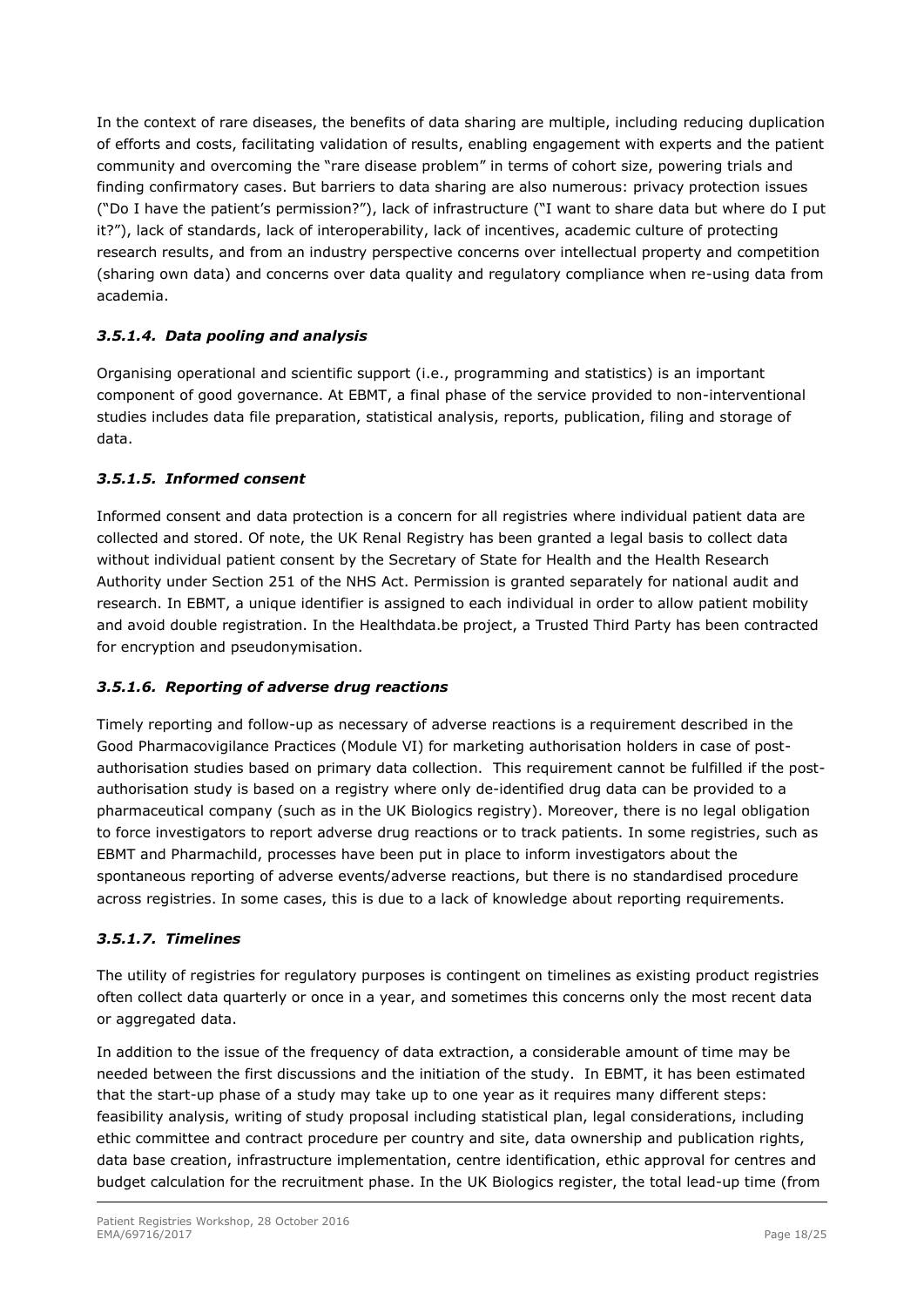In the context of rare diseases, the benefits of data sharing are multiple, including reducing duplication of efforts and costs, facilitating validation of results, enabling engagement with experts and the patient community and overcoming the "rare disease problem" in terms of cohort size, powering trials and finding confirmatory cases. But barriers to data sharing are also numerous: privacy protection issues ("Do I have the patient's permission?"), lack of infrastructure ("I want to share data but where do I put it?"), lack of standards, lack of interoperability, lack of incentives, academic culture of protecting research results, and from an industry perspective concerns over intellectual property and competition (sharing own data) and concerns over data quality and regulatory compliance when re-using data from academia.

#### *3.5.1.4. Data pooling and analysis*

Organising operational and scientific support (i.e., programming and statistics) is an important component of good governance. At EBMT, a final phase of the service provided to non-interventional studies includes data file preparation, statistical analysis, reports, publication, filing and storage of data.

#### *3.5.1.5. Informed consent*

Informed consent and data protection is a concern for all registries where individual patient data are collected and stored. Of note, the UK Renal Registry has been granted a legal basis to collect data without individual patient consent by the Secretary of State for Health and the Health Research Authority under Section 251 of the NHS Act. Permission is granted separately for national audit and research. In EBMT, a unique identifier is assigned to each individual in order to allow patient mobility and avoid double registration. In the Healthdata.be project, a Trusted Third Party has been contracted for encryption and pseudonymisation.

#### *3.5.1.6. Reporting of adverse drug reactions*

Timely reporting and follow-up as necessary of adverse reactions is a requirement described in the Good Pharmacovigilance Practices (Module VI) for marketing authorisation holders in case of post-authorisation studies based on primary data collection. This requirement cannot be fulfilled if the post-authorisation study is based on a registry where only de-identified drug data can be provided to a pharmaceutical company (such as in the UK Biologics registry). Moreover, there is no legal obligation to force investigators to report adverse drug reactions or to track patients. In some registries, such as EBMT and Pharmachild, processes have been put in place to inform investigators about the spontaneous reporting of adverse events/adverse reactions, but there is no standardised procedure across registries. In some cases, this is due to a lack of knowledge about reporting requirements.

#### *3.5.1.7. Timelines*

The utility of registries for regulatory purposes is contingent on timelines as existing product registries often collect data quarterly or once in a year, and sometimes this concerns only the most recent data or aggregated data.

In addition to the issue of the frequency of data extraction, a considerable amount of time may be needed between the first discussions and the initiation of the study. In EBMT, it has been estimated that the start-up phase of a study may take up to one year as it requires many different steps: feasibility analysis, writing of study proposal including statistical plan, legal considerations, including ethic committee and contract procedure per country and site, data ownership and publication rights, data base creation, infrastructure implementation, centre identification, ethic approval for centres and budget calculation for the recruitment phase. In the UK Biologics register, the total lead-up time (from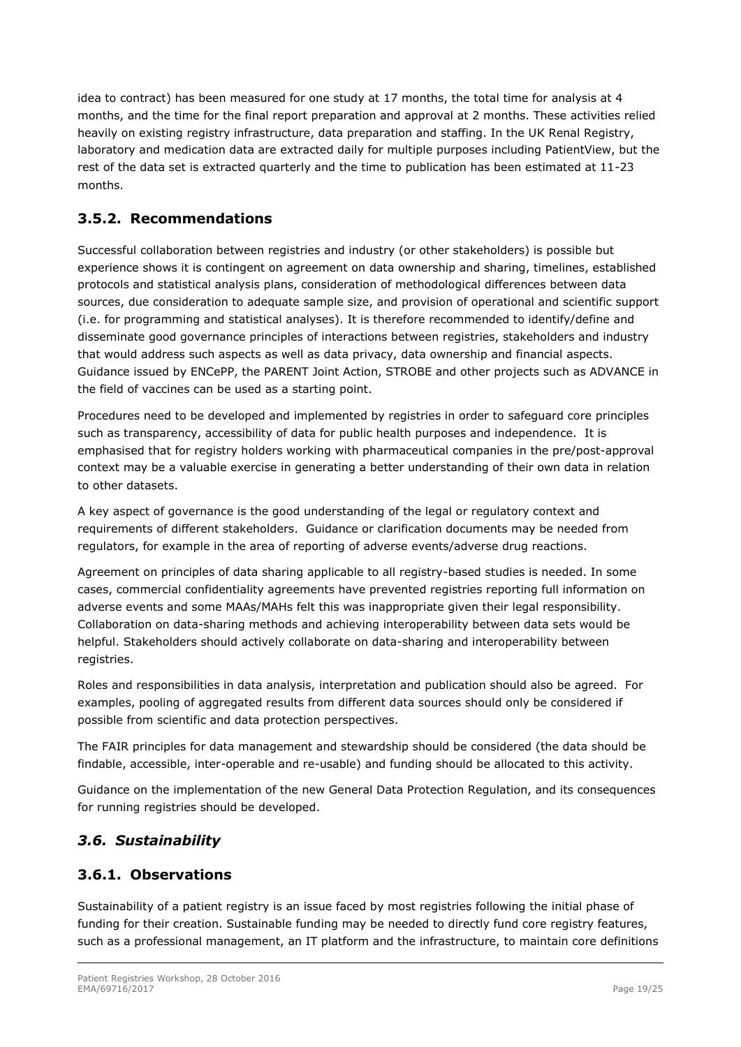idea to contract) has been measured for one study at 17 months, the total time for analysis at 4 months, and the time for the final report preparation and approval at 2 months. These activities relied heavily on existing registry infrastructure, data preparation and staffing. In the UK Renal Registry, laboratory and medication data are extracted daily for multiple purposes including PatientView, but the rest of the data set is extracted quarterly and the time to publication has been estimated at 11-23 months.

### 3.5.2. Recommendations

Successful collaboration between registries and industry (or other stakeholders) is possible but experience shows it is contingent on agreement on data ownership and sharing, timelines, established protocols and statistical analysis plans, consideration of methodological differences between data sources, due consideration to adequate sample size, and provision of operational and scientific support (i.e. for programming and statistical analyses). It is therefore recommended to identify/define and disseminate good governance principles of interactions between registries, stakeholders and industry that would address such aspects as well as data privacy, data ownership and financial aspects. Guidance issued by ENCePP, the PARENT Joint Action, STROBE and other projects such as ADVANCE in the field of vaccines can be used as a starting point.

Procedures need to be developed and implemented by registries in order to safeguard core principles such as transparency, accessibility of data for public health purposes and independence. It is emphasised that for registry holders working with pharmaceutical companies in the pre/post-approval context may be a valuable exercise in generating a better understanding of their own data in relation to other datasets.

A key aspect of governance is the good understanding of the legal or regulatory context and requirements of different stakeholders. Guidance or clarification documents may be needed from regulators, for example in the area of reporting of adverse events/adverse drug reactions.

Agreement on principles of data sharing applicable to all registry-based studies is needed. In some cases, commercial confidentiality agreements have prevented registries reporting full information on adverse events and some MAAs/MAHs felt this was inappropriate given their legal responsibility. Collaboration on data-sharing methods and achieving interoperability between data sets would be helpful. Stakeholders should actively collaborate on data-sharing and interoperability between registries.

Roles and responsibilities in data analysis, interpretation and publication should also be agreed. For examples, pooling of aggregated results from different data sources should only be considered if possible from scientific and data protection perspectives.

The FAIR principles for data management and stewardship should be considered (the data should be findable, accessible, inter-operable and re-usable) and funding should be allocated to this activity.

Guidance on the implementation of the new General Data Protection Regulation, and its consequences for running registries should be developed.

## *3.6. Sustainability*

### 3.6.1. Observations

Sustainability of a patient registry is an issue faced by most registries following the initial phase of funding for their creation. Sustainable funding may be needed to directly fund core registry features, such as a professional management, an IT platform and the infrastructure, to maintain core definitions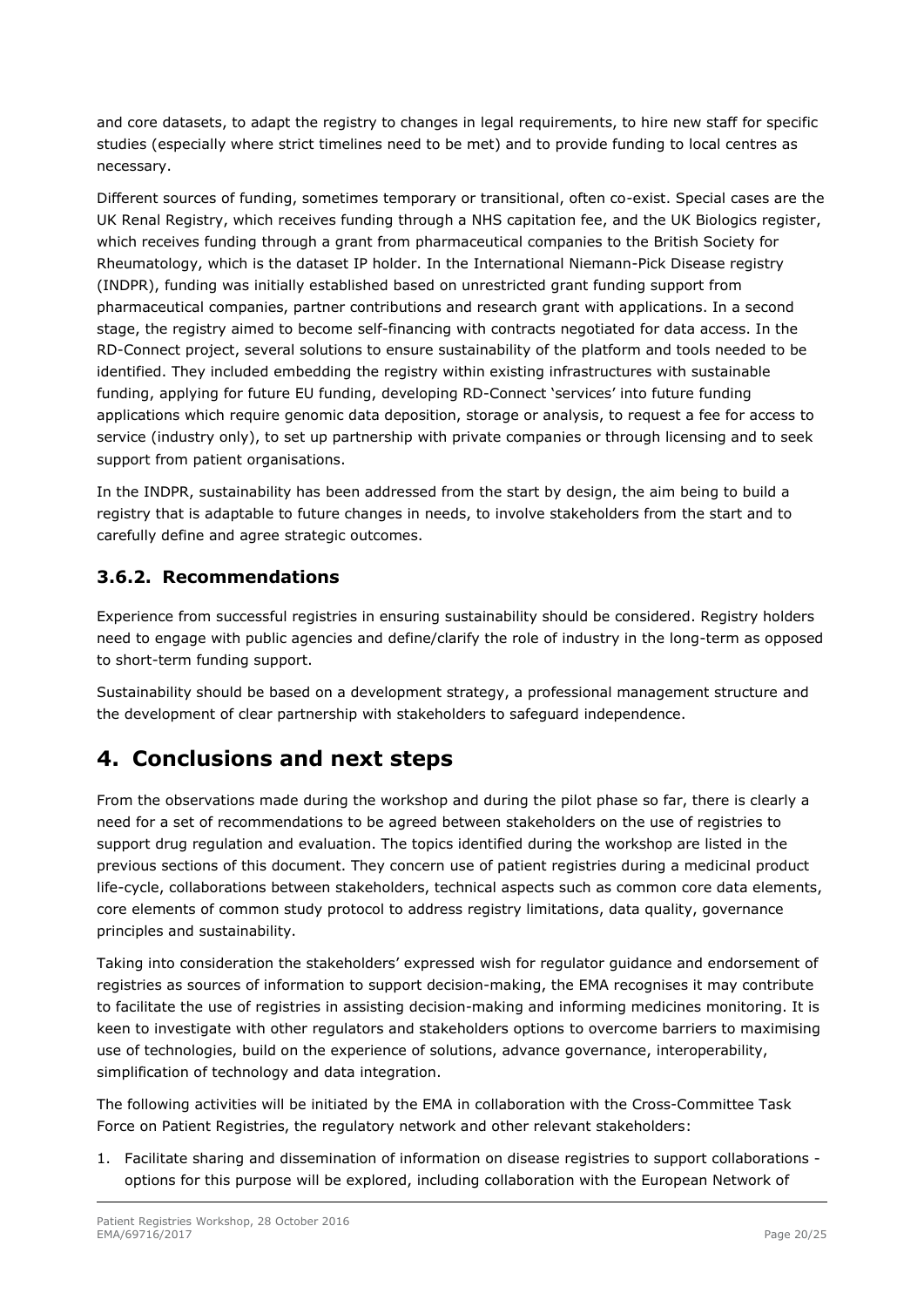and core datasets, to adapt the registry to changes in legal requirements, to hire new staff for specific studies (especially where strict timelines need to be met) and to provide funding to local centres as necessary.

Different sources of funding, sometimes temporary or transitional, often co-exist. Special cases are the UK Renal Registry, which receives funding through a NHS capitation fee, and the UK Biologics register, which receives funding through a grant from pharmaceutical companies to the British Society for Rheumatology, which is the dataset IP holder. In the International Niemann-Pick Disease registry (INDPR), funding was initially established based on unrestricted grant funding support from pharmaceutical companies, partner contributions and research grant with applications. In a second stage, the registry aimed to become self-financing with contracts negotiated for data access. In the RD-Connect project, several solutions to ensure sustainability of the platform and tools needed to be identified. They included embedding the registry within existing infrastructures with sustainable funding, applying for future EU funding, developing RD-Connect 'services' into future funding applications which require genomic data deposition, storage or analysis, to request a fee for access to service (industry only), to set up partnership with private companies or through licensing and to seek support from patient organisations.

In the INDPR, sustainability has been addressed from the start by design, the aim being to build a registry that is adaptable to future changes in needs, to involve stakeholders from the start and to carefully define and agree strategic outcomes.

### 3.6.2. Recommendations

Experience from successful registries in ensuring sustainability should be considered. Registry holders need to engage with public agencies and define/clarify the role of industry in the long-term as opposed to short-term funding support.

Sustainability should be based on a development strategy, a professional management structure and the development of clear partnership with stakeholders to safeguard independence.

# 4. Conclusions and next steps

From the observations made during the workshop and during the pilot phase so far, there is clearly a need for a set of recommendations to be agreed between stakeholders on the use of registries to support drug regulation and evaluation. The topics identified during the workshop are listed in the previous sections of this document. They concern use of patient registries during a medicinal product life-cycle, collaborations between stakeholders, technical aspects such as common core data elements, core elements of common study protocol to address registry limitations, data quality, governance principles and sustainability.

Taking into consideration the stakeholders' expressed wish for regulator guidance and endorsement of registries as sources of information to support decision-making, the EMA recognises it may contribute to facilitate the use of registries in assisting decision-making and informing medicines monitoring. It is keen to investigate with other regulators and stakeholders options to overcome barriers to maximising use of technologies, build on the experience of solutions, advance governance, interoperability, simplification of technology and data integration.

The following activities will be initiated by the EMA in collaboration with the Cross-Committee Task Force on Patient Registries, the regulatory network and other relevant stakeholders:

1. Facilitate sharing and dissemination of information on disease registries to support collaborations - options for this purpose will be explored, including collaboration with the European Network of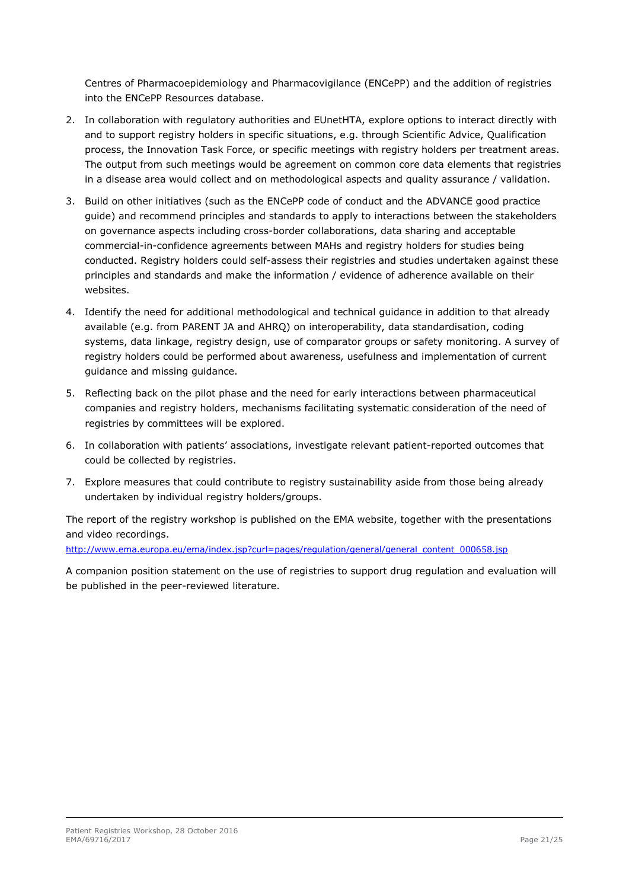Centres of Pharmacoepidemiology and Pharmacovigilance (ENCePP) and the addition of registries into the ENCePP Resources database.

2. In collaboration with regulatory authorities and EUnetHTA, explore options to interact directly with and to support registry holders in specific situations, e.g. through Scientific Advice, Qualification process, the Innovation Task Force, or specific meetings with registry holders per treatment areas. The output from such meetings would be agreement on common core data elements that registries in a disease area would collect and on methodological aspects and quality assurance / validation.
3. Build on other initiatives (such as the ENCePP code of conduct and the ADVANCE good practice guide) and recommend principles and standards to apply to interactions between the stakeholders on governance aspects including cross-border collaborations, data sharing and acceptable commercial-in-confidence agreements between MAHs and registry holders for studies being conducted. Registry holders could self-assess their registries and studies undertaken against these principles and standards and make the information / evidence of adherence available on their websites.
4. Identify the need for additional methodological and technical guidance in addition to that already available (e.g. from PARENT JA and AHRQ) on interoperability, data standardisation, coding systems, data linkage, registry design, use of comparator groups or safety monitoring. A survey of registry holders could be performed about awareness, usefulness and implementation of current guidance and missing guidance.
5. Reflecting back on the pilot phase and the need for early interactions between pharmaceutical companies and registry holders, mechanisms facilitating systematic consideration of the need of registries by committees will be explored.
6. In collaboration with patients' associations, investigate relevant patient-reported outcomes that could be collected by registries.
7. Explore measures that could contribute to registry sustainability aside from those being already undertaken by individual registry holders/groups.

The report of the registry workshop is published on the EMA website, together with the presentations and video recordings.

http://www.ema.europa.eu/ema/index.jsp?curl=pages/regulation/general/general_content_000658.jsp

A companion position statement on the use of registries to support drug regulation and evaluation will be published in the peer-reviewed literature.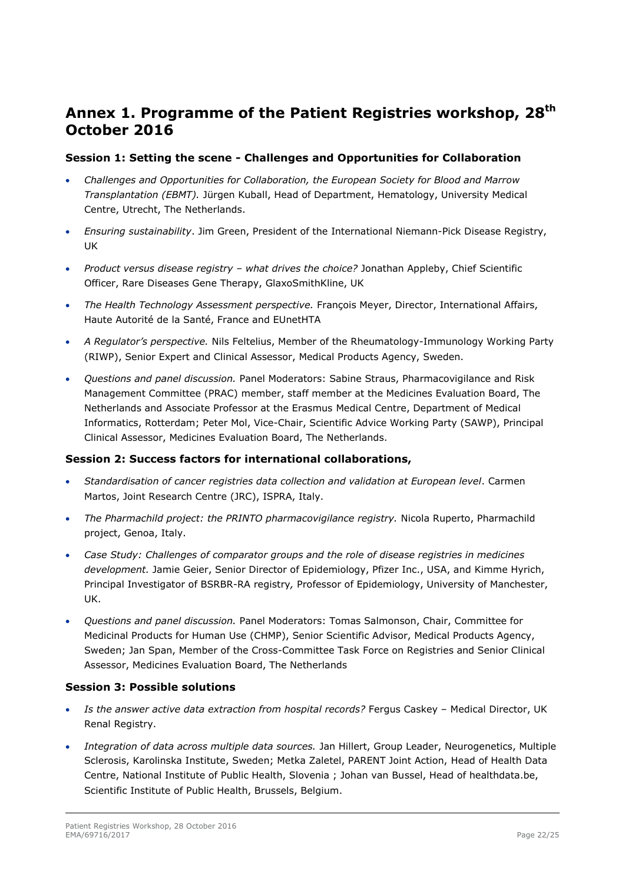# Annex 1. Programme of the Patient Registries workshop, 28th October 2016

### Session 1: Setting the scene - Challenges and Opportunities for Collaboration

- *Challenges and Opportunities for Collaboration, the European Society for Blood and Marrow Transplantation (EBMT).* Jürgen Kuball, Head of Department, Hematology, University Medical Centre, Utrecht, The Netherlands.
- *Ensuring sustainability*. Jim Green, President of the International Niemann-Pick Disease Registry, UK
- *Product versus disease registry – what drives the choice?* Jonathan Appleby, Chief Scientific Officer, Rare Diseases Gene Therapy, GlaxoSmithKline, UK
- *The Health Technology Assessment perspective.* François Meyer, Director, International Affairs, Haute Autorité de la Santé, France and EUnetHTA
- *A Regulator's perspective.* Nils Feltelius, Member of the Rheumatology-Immunology Working Party (RIWP), Senior Expert and Clinical Assessor, Medical Products Agency, Sweden.
- *Questions and panel discussion.* Panel Moderators: Sabine Straus, Pharmacovigilance and Risk Management Committee (PRAC) member, staff member at the Medicines Evaluation Board, The Netherlands and Associate Professor at the Erasmus Medical Centre, Department of Medical Informatics, Rotterdam; Peter Mol, Vice-Chair, Scientific Advice Working Party (SAWP), Principal Clinical Assessor, Medicines Evaluation Board, The Netherlands.

### Session 2: Success factors for international collaborations,

- *Standardisation of cancer registries data collection and validation at European level*. Carmen Martos, Joint Research Centre (JRC), ISPRA, Italy.
- *The Pharmachild project: the PRINTO pharmacovigilance registry.* Nicola Ruperto, Pharmachild project, Genoa, Italy.
- *Case Study: Challenges of comparator groups and the role of disease registries in medicines development.* Jamie Geier, Senior Director of Epidemiology, Pfizer Inc., USA, and Kimme Hyrich, Principal Investigator of BSRBR-RA registry, Professor of Epidemiology, University of Manchester, UK.
- *Questions and panel discussion.* Panel Moderators: Tomas Salmonson, Chair, Committee for Medicinal Products for Human Use (CHMP), Senior Scientific Advisor, Medical Products Agency, Sweden; Jan Span, Member of the Cross-Committee Task Force on Registries and Senior Clinical Assessor, Medicines Evaluation Board, The Netherlands

### Session 3: Possible solutions

- *Is the answer active data extraction from hospital records?* Fergus Caskey – Medical Director, UK Renal Registry.
- *Integration of data across multiple data sources.* Jan Hillert, Group Leader, Neurogenetics, Multiple Sclerosis, Karolinska Institute, Sweden; Metka Zaletel, PARENT Joint Action, Head of Health Data Centre, National Institute of Public Health, Slovenia ; Johan van Bussel, Head of healthdata.be, Scientific Institute of Public Health, Brussels, Belgium.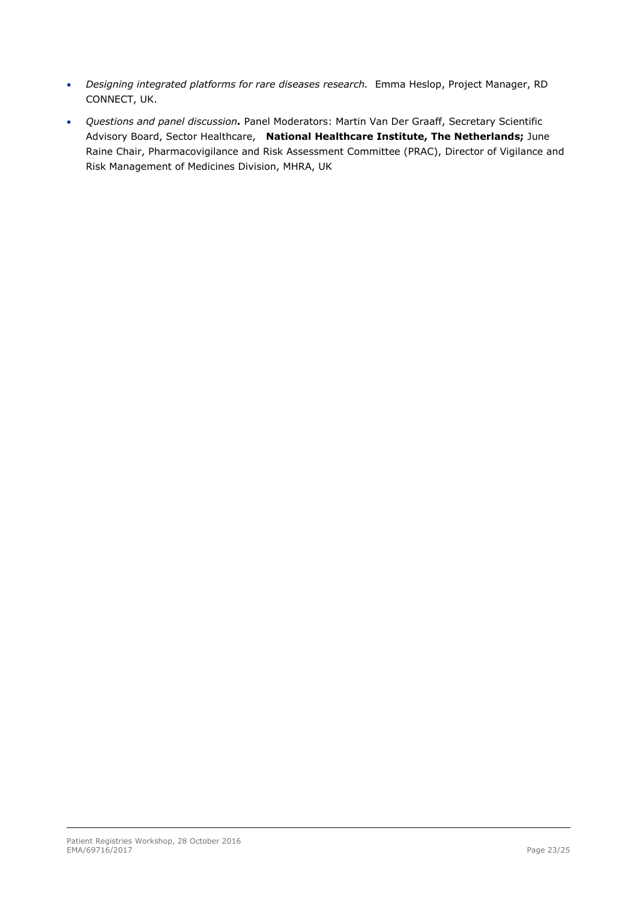- *Designing integrated platforms for rare diseases research.* Emma Heslop, Project Manager, RD CONNECT, UK.
- *Questions and panel discussion.* Panel Moderators: Martin Van Der Graaff, Secretary Scientific Advisory Board, Sector Healthcare, **National Healthcare Institute, The Netherlands;** June Raine Chair, Pharmacovigilance and Risk Assessment Committee (PRAC), Director of Vigilance and Risk Management of Medicines Division, MHRA, UK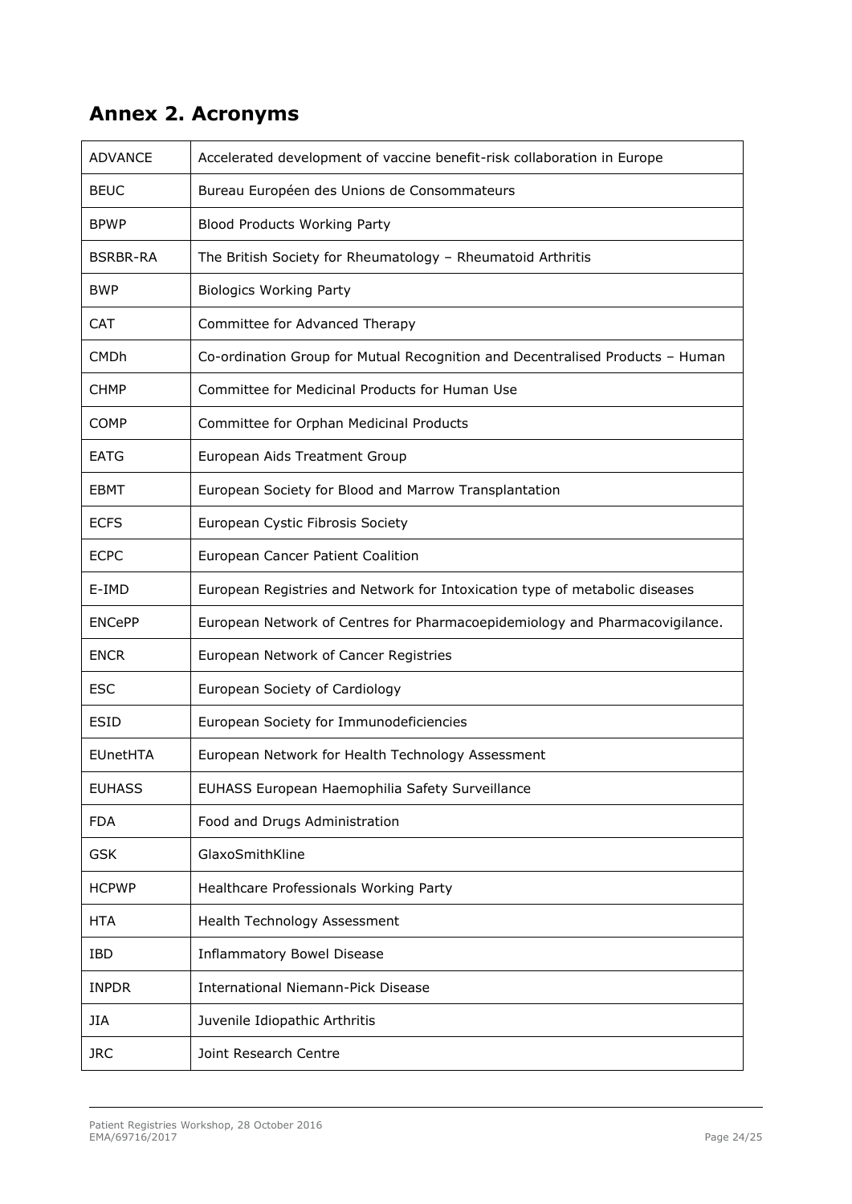## Annex 2. Acronyms

| | |
|---|---|
| ADVANCE | Accelerated development of vaccine benefit-risk collaboration in Europe |
| BEUC | Bureau Européen des Unions de Consommateurs |
| BPWP | Blood Products Working Party |
| BSRBR-RA | The British Society for Rheumatology – Rheumatoid Arthritis |
| BWP | Biologics Working Party |
| CAT | Committee for Advanced Therapy |
| CMDh | Co-ordination Group for Mutual Recognition and Decentralised Products – Human |
| CHMP | Committee for Medicinal Products for Human Use |
| COMP | Committee for Orphan Medicinal Products |
| EATG | European Aids Treatment Group |
| EBMT | European Society for Blood and Marrow Transplantation |
| ECFS | European Cystic Fibrosis Society |
| ECPC | European Cancer Patient Coalition |
| E-IMD | European Registries and Network for Intoxication type of metabolic diseases |
| ENCePP | European Network of Centres for Pharmacoepidemiology and Pharmacovigilance. |
| ENCR | European Network of Cancer Registries |
| ESC | European Society of Cardiology |
| ESID | European Society for Immunodeficiencies |
| EUnetHTA | European Network for Health Technology Assessment |
| EUHASS | EUHASS European Haemophilia Safety Surveillance |
| FDA | Food and Drugs Administration |
| GSK | GlaxoSmithKline |
| HCPWP | Healthcare Professionals Working Party |
| HTA | Health Technology Assessment |
| IBD | Inflammatory Bowel Disease |
| INPDR | International Niemann-Pick Disease |
| JIA | Juvenile Idiopathic Arthritis |
| JRC | Joint Research Centre |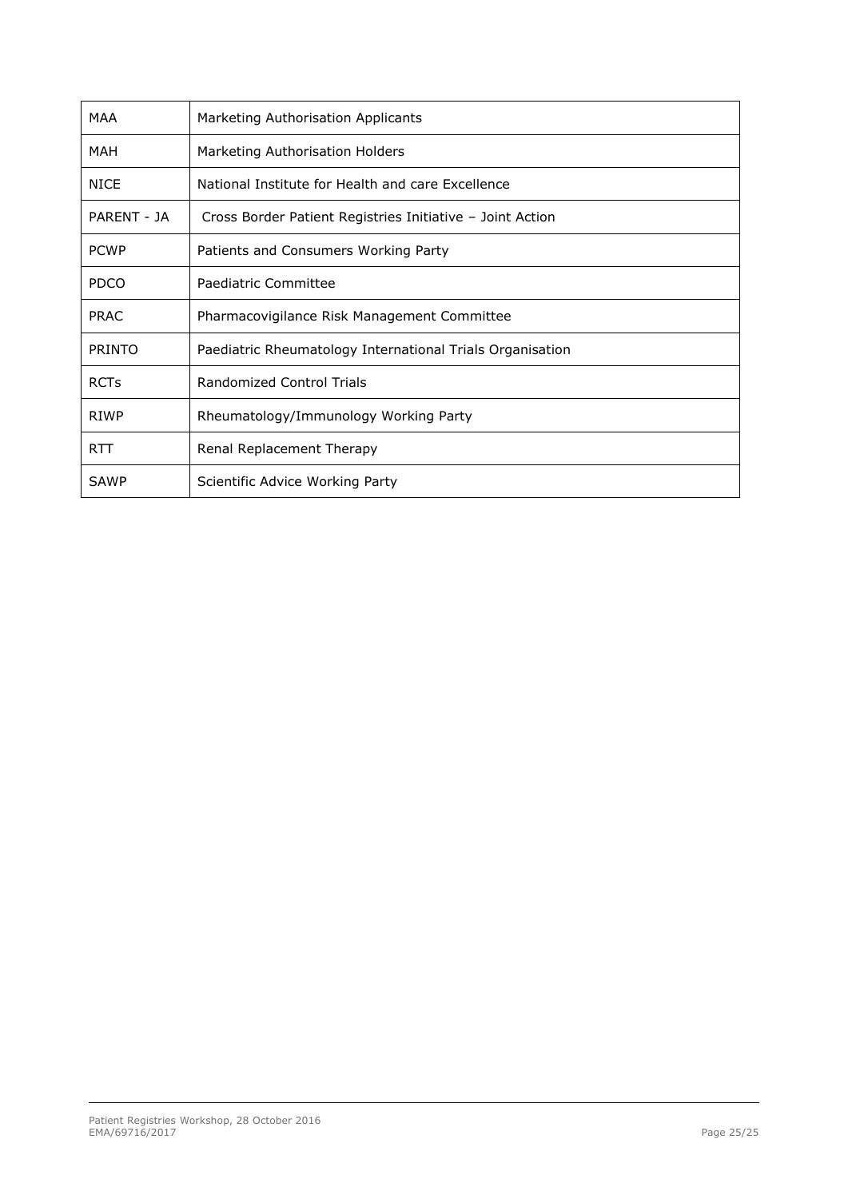| | |
|---|---|
| MAA | Marketing Authorisation Applicants |
| MAH | Marketing Authorisation Holders |
| NICE | National Institute for Health and care Excellence |
| PARENT - JA | Cross Border Patient Registries Initiative – Joint Action |
| PCWP | Patients and Consumers Working Party |
| PDCO | Paediatric Committee |
| PRAC | Pharmacovigilance Risk Management Committee |
| PRINTO | Paediatric Rheumatology International Trials Organisation |
| RCTs | Randomized Control Trials |
| RIWP | Rheumatology/Immunology Working Party |
| RTT | Renal Replacement Therapy |
| SAWP | Scientific Advice Working Party |